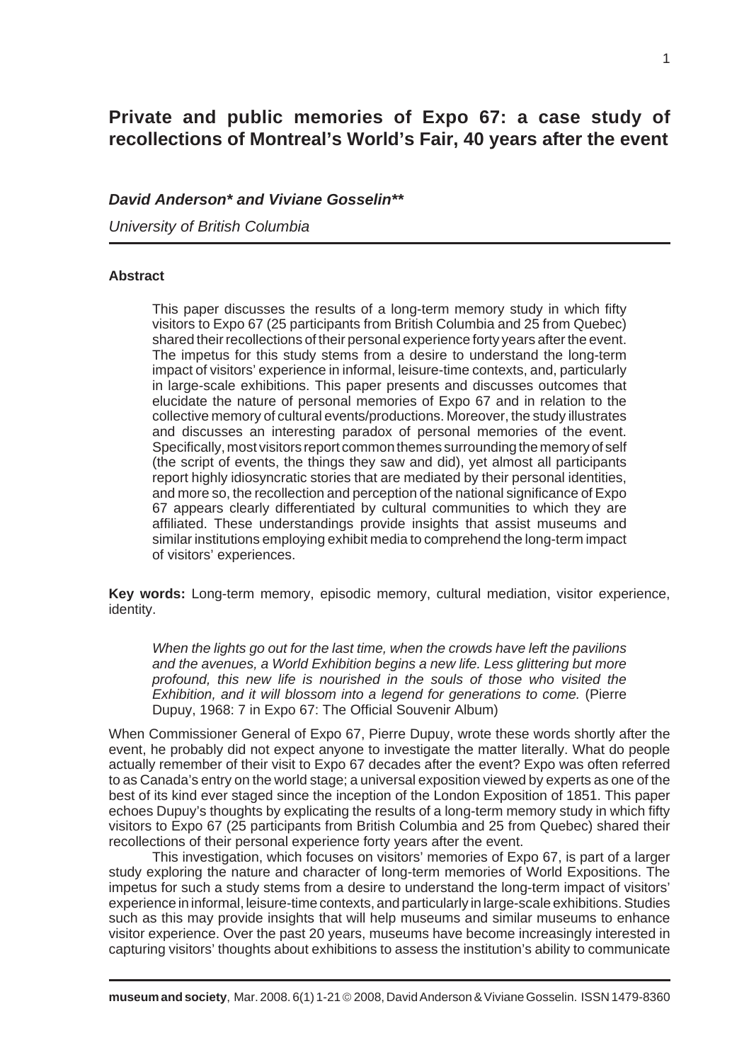# Private and public memories of Expo 67: a case study of recollections of Montreal's World's Fair, 40 years after the event

***David Anderson\* and Viviane Gosselin\*\****

*University of British Columbia*

**Abstract**

This paper discusses the results of a long-term memory study in which fifty visitors to Expo 67 (25 participants from British Columbia and 25 from Quebec) shared their recollections of their personal experience forty years after the event. The impetus for this study stems from a desire to understand the long-term impact of visitors' experience in informal, leisure-time contexts, and, particularly in large-scale exhibitions. This paper presents and discusses outcomes that elucidate the nature of personal memories of Expo 67 and in relation to the collective memory of cultural events/productions. Moreover, the study illustrates and discusses an interesting paradox of personal memories of the event. Specifically, most visitors report common themes surrounding the memory of self (the script of events, the things they saw and did), yet almost all participants report highly idiosyncratic stories that are mediated by their personal identities, and more so, the recollection and perception of the national significance of Expo 67 appears clearly differentiated by cultural communities to which they are affiliated. These understandings provide insights that assist museums and similar institutions employing exhibit media to comprehend the long-term impact of visitors' experiences.

**Key words:** Long-term memory, episodic memory, cultural mediation, visitor experience, identity.

> *When the lights go out for the last time, when the crowds have left the pavilions and the avenues, a World Exhibition begins a new life. Less glittering but more profound, this new life is nourished in the souls of those who visited the Exhibition, and it will blossom into a legend for generations to come.* (Pierre Dupuy, 1968: 7 in Expo 67: The Official Souvenir Album)

When Commissioner General of Expo 67, Pierre Dupuy, wrote these words shortly after the event, he probably did not expect anyone to investigate the matter literally. What do people actually remember of their visit to Expo 67 decades after the event? Expo was often referred to as Canada's entry on the world stage; a universal exposition viewed by experts as one of the best of its kind ever staged since the inception of the London Exposition of 1851. This paper echoes Dupuy's thoughts by explicating the results of a long-term memory study in which fifty visitors to Expo 67 (25 participants from British Columbia and 25 from Quebec) shared their recollections of their personal experience forty years after the event.

This investigation, which focuses on visitors' memories of Expo 67, is part of a larger study exploring the nature and character of long-term memories of World Expositions. The impetus for such a study stems from a desire to understand the long-term impact of visitors' experience in informal, leisure-time contexts, and particularly in large-scale exhibitions. Studies such as this may provide insights that will help museums and similar museums to enhance visitor experience. Over the past 20 years, museums have become increasingly interested in capturing visitors' thoughts about exhibitions to assess the institution's ability to communicate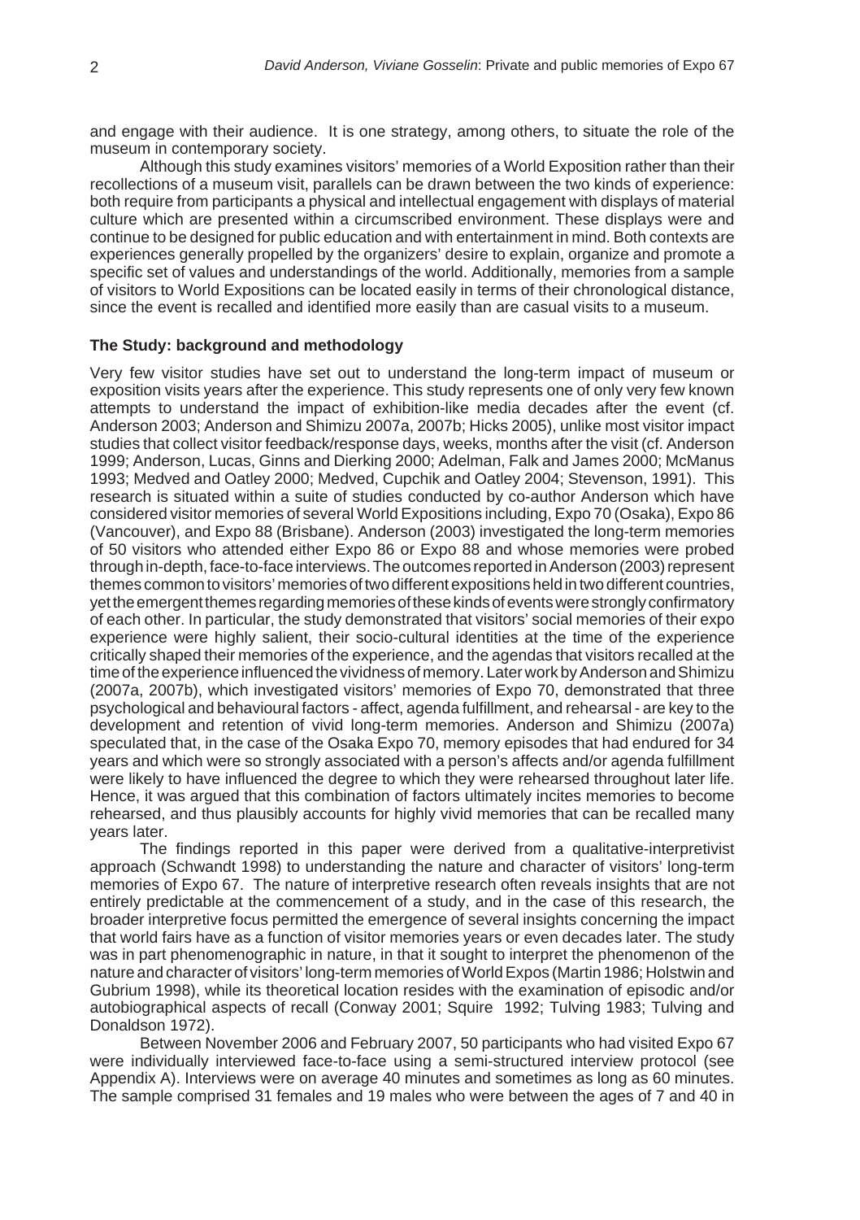and engage with their audience. It is one strategy, among others, to situate the role of the museum in contemporary society.

Although this study examines visitors' memories of a World Exposition rather than their recollections of a museum visit, parallels can be drawn between the two kinds of experience: both require from participants a physical and intellectual engagement with displays of material culture which are presented within a circumscribed environment. These displays were and continue to be designed for public education and with entertainment in mind. Both contexts are experiences generally propelled by the organizers' desire to explain, organize and promote a specific set of values and understandings of the world. Additionally, memories from a sample of visitors to World Expositions can be located easily in terms of their chronological distance, since the event is recalled and identified more easily than are casual visits to a museum.

### The Study: background and methodology

Very few visitor studies have set out to understand the long-term impact of museum or exposition visits years after the experience. This study represents one of only very few known attempts to understand the impact of exhibition-like media decades after the event (cf. Anderson 2003; Anderson and Shimizu 2007a, 2007b; Hicks 2005), unlike most visitor impact studies that collect visitor feedback/response days, weeks, months after the visit (cf. Anderson 1999; Anderson, Lucas, Ginns and Dierking 2000; Adelman, Falk and James 2000; McManus 1993; Medved and Oatley 2000; Medved, Cupchik and Oatley 2004; Stevenson, 1991). This research is situated within a suite of studies conducted by co-author Anderson which have considered visitor memories of several World Expositions including, Expo 70 (Osaka), Expo 86 (Vancouver), and Expo 88 (Brisbane). Anderson (2003) investigated the long-term memories of 50 visitors who attended either Expo 86 or Expo 88 and whose memories were probed through in-depth, face-to-face interviews. The outcomes reported in Anderson (2003) represent themes common to visitors' memories of two different expositions held in two different countries, yet the emergent themes regarding memories of these kinds of events were strongly confirmatory of each other. In particular, the study demonstrated that visitors' social memories of their expo experience were highly salient, their socio-cultural identities at the time of the experience critically shaped their memories of the experience, and the agendas that visitors recalled at the time of the experience influenced the vividness of memory. Later work by Anderson and Shimizu (2007a, 2007b), which investigated visitors' memories of Expo 70, demonstrated that three psychological and behavioural factors - affect, agenda fulfillment, and rehearsal - are key to the development and retention of vivid long-term memories. Anderson and Shimizu (2007a) speculated that, in the case of the Osaka Expo 70, memory episodes that had endured for 34 years and which were so strongly associated with a person's affects and/or agenda fulfillment were likely to have influenced the degree to which they were rehearsed throughout later life. Hence, it was argued that this combination of factors ultimately incites memories to become rehearsed, and thus plausibly accounts for highly vivid memories that can be recalled many years later.

The findings reported in this paper were derived from a qualitative-interpretivist approach (Schwandt 1998) to understanding the nature and character of visitors' long-term memories of Expo 67. The nature of interpretive research often reveals insights that are not entirely predictable at the commencement of a study, and in the case of this research, the broader interpretive focus permitted the emergence of several insights concerning the impact that world fairs have as a function of visitor memories years or even decades later. The study was in part phenomenographic in nature, in that it sought to interpret the phenomenon of the nature and character of visitors' long-term memories of World Expos (Martin 1986; Holstwin and Gubrium 1998), while its theoretical location resides with the examination of episodic and/or autobiographical aspects of recall (Conway 2001; Squire 1992; Tulving 1983; Tulving and Donaldson 1972).

Between November 2006 and February 2007, 50 participants who had visited Expo 67 were individually interviewed face-to-face using a semi-structured interview protocol (see Appendix A). Interviews were on average 40 minutes and sometimes as long as 60 minutes. The sample comprised 31 females and 19 males who were between the ages of 7 and 40 in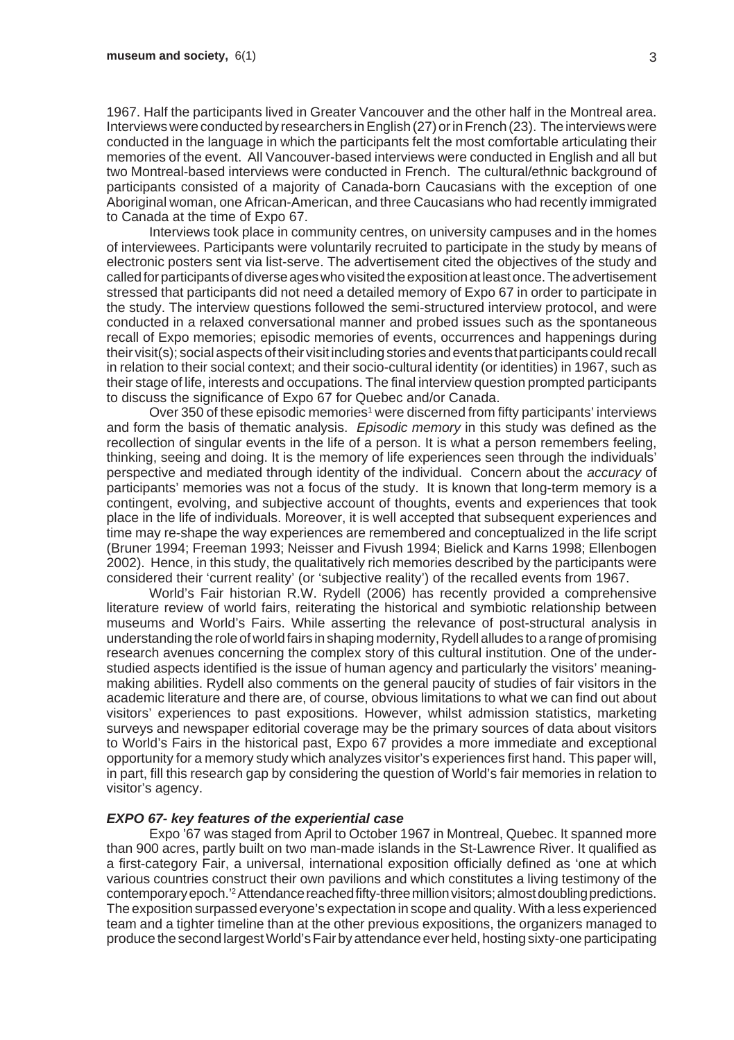1967. Half the participants lived in Greater Vancouver and the other half in the Montreal area. Interviews were conducted by researchers in English (27) or in French (23). The interviews were conducted in the language in which the participants felt the most comfortable articulating their memories of the event. All Vancouver-based interviews were conducted in English and all but two Montreal-based interviews were conducted in French. The cultural/ethnic background of participants consisted of a majority of Canada-born Caucasians with the exception of one Aboriginal woman, one African-American, and three Caucasians who had recently immigrated to Canada at the time of Expo 67.

Interviews took place in community centres, on university campuses and in the homes of interviewees. Participants were voluntarily recruited to participate in the study by means of electronic posters sent via list-serve. The advertisement cited the objectives of the study and called for participants of diverse ages who visited the exposition at least once. The advertisement stressed that participants did not need a detailed memory of Expo 67 in order to participate in the study. The interview questions followed the semi-structured interview protocol, and were conducted in a relaxed conversational manner and probed issues such as the spontaneous recall of Expo memories; episodic memories of events, occurrences and happenings during their visit(s); social aspects of their visit including stories and events that participants could recall in relation to their social context; and their socio-cultural identity (or identities) in 1967, such as their stage of life, interests and occupations. The final interview question prompted participants to discuss the significance of Expo 67 for Quebec and/or Canada.

Over 350 of these episodic memories[1] were discerned from fifty participants' interviews and form the basis of thematic analysis. *Episodic memory* in this study was defined as the recollection of singular events in the life of a person. It is what a person remembers feeling, thinking, seeing and doing. It is the memory of life experiences seen through the individuals' perspective and mediated through identity of the individual. Concern about the *accuracy* of participants' memories was not a focus of the study. It is known that long-term memory is a contingent, evolving, and subjective account of thoughts, events and experiences that took place in the life of individuals. Moreover, it is well accepted that subsequent experiences and time may re-shape the way experiences are remembered and conceptualized in the life script (Bruner 1994; Freeman 1993; Neisser and Fivush 1994; Bielick and Karns 1998; Ellenbogen 2002). Hence, in this study, the qualitatively rich memories described by the participants were considered their 'current reality' (or 'subjective reality') of the recalled events from 1967.

World's Fair historian R.W. Rydell (2006) has recently provided a comprehensive literature review of world fairs, reiterating the historical and symbiotic relationship between museums and World's Fairs. While asserting the relevance of post-structural analysis in understanding the role of world fairs in shaping modernity, Rydell alludes to a range of promising research avenues concerning the complex story of this cultural institution. One of the under-studied aspects identified is the issue of human agency and particularly the visitors' meaning-making abilities. Rydell also comments on the general paucity of studies of fair visitors in the academic literature and there are, of course, obvious limitations to what we can find out about visitors' experiences to past expositions. However, whilst admission statistics, marketing surveys and newspaper editorial coverage may be the primary sources of data about visitors to World's Fairs in the historical past, Expo 67 provides a more immediate and exceptional opportunity for a memory study which analyzes visitor's experiences first hand. This paper will, in part, fill this research gap by considering the question of World's fair memories in relation to visitor's agency.

### *EXPO 67- key features of the experiential case*

Expo '67 was staged from April to October 1967 in Montreal, Quebec. It spanned more than 900 acres, partly built on two man-made islands in the St-Lawrence River. It qualified as a first-category Fair, a universal, international exposition officially defined as 'one at which various countries construct their own pavilions and which constitutes a living testimony of the contemporary epoch.'[2] Attendance reached fifty-three million visitors; almost doubling predictions. The exposition surpassed everyone's expectation in scope and quality. With a less experienced team and a tighter timeline than at the other previous expositions, the organizers managed to produce the second largest World's Fair by attendance ever held, hosting sixty-one participating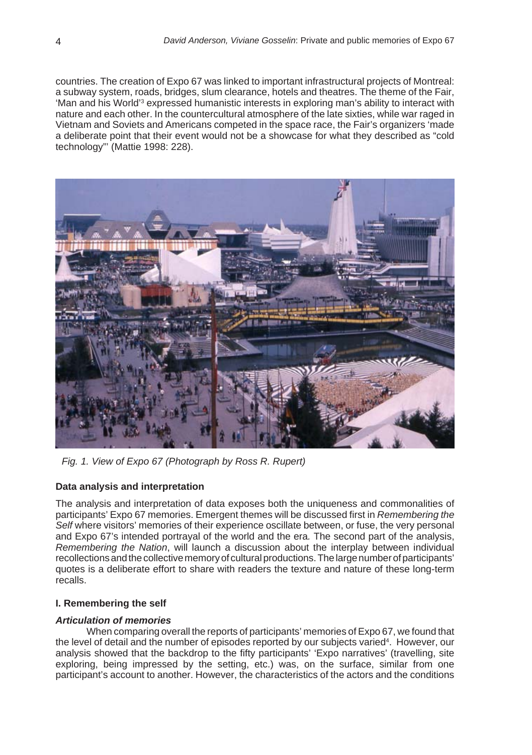countries. The creation of Expo 67 was linked to important infrastructural projects of Montreal: a subway system, roads, bridges, slum clearance, hotels and theatres. The theme of the Fair, 'Man and his World'[3] expressed humanistic interests in exploring man's ability to interact with nature and each other. In the countercultural atmosphere of the late sixties, while war raged in Vietnam and Soviets and Americans competed in the space race, the Fair's organizers 'made a deliberate point that their event would not be a showcase for what they described as "cold technology"' (Mattie 1998: 228).

*Fig. 1. View of Expo 67 (Photograph by Ross R. Rupert)*

## Data analysis and interpretation

The analysis and interpretation of data exposes both the uniqueness and commonalities of participants' Expo 67 memories. Emergent themes will be discussed first in *Remembering the Self* where visitors' memories of their experience oscillate between, or fuse, the very personal and Expo 67's intended portrayal of the world and the era. The second part of the analysis, *Remembering the Nation*, will launch a discussion about the interplay between individual recollections and the collective memory of cultural productions. The large number of participants' quotes is a deliberate effort to share with readers the texture and nature of these long-term recalls.

## I. Remembering the self

### *Articulation of memories*

When comparing overall the reports of participants' memories of Expo 67, we found that the level of detail and the number of episodes reported by our subjects varied[4]. However, our analysis showed that the backdrop to the fifty participants' 'Expo narratives' (travelling, site exploring, being impressed by the setting, etc.) was, on the surface, similar from one participant's account to another. However, the characteristics of the actors and the conditions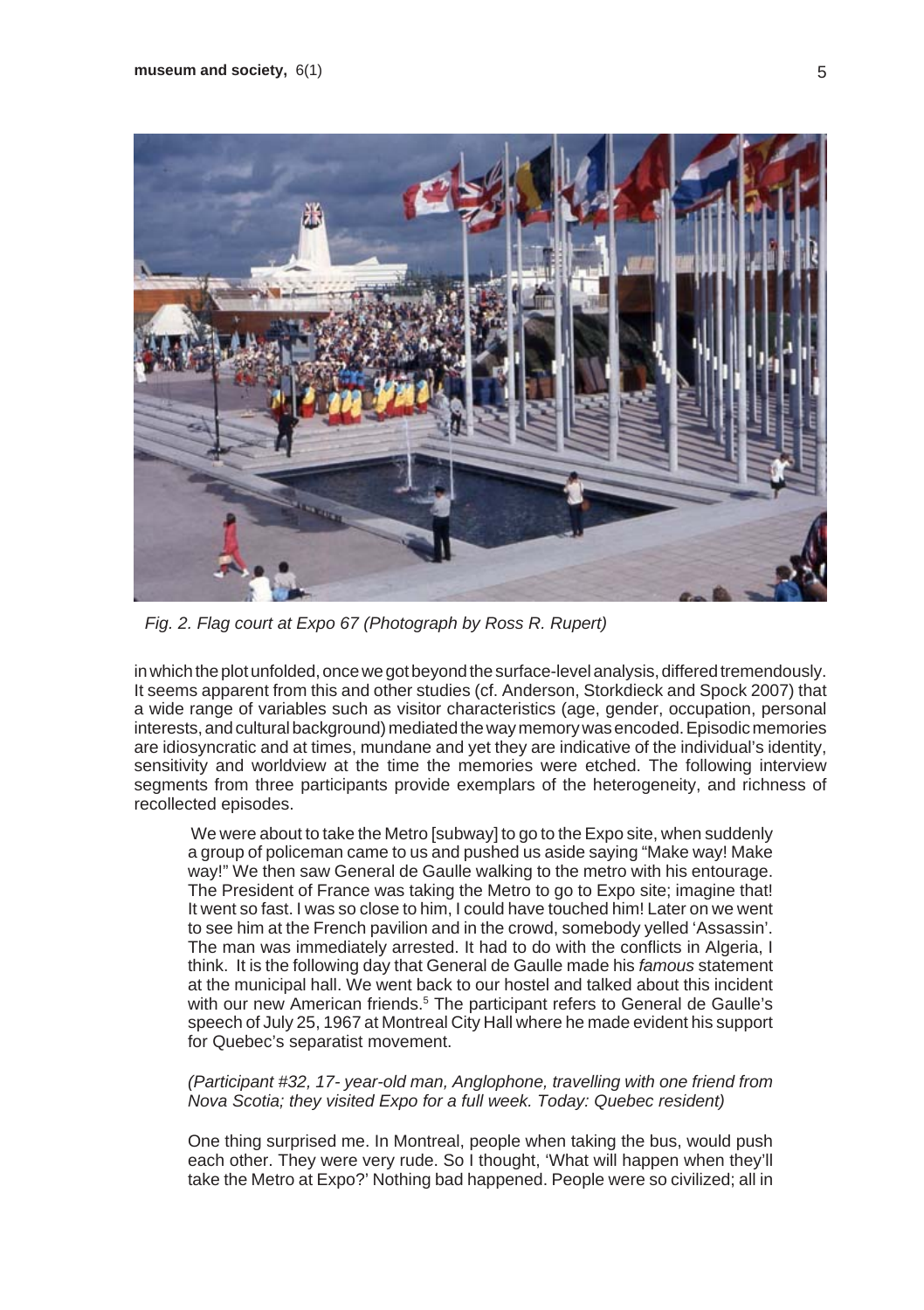*Fig. 2. Flag court at Expo 67 (Photograph by Ross R. Rupert)*

in which the plot unfolded, once we got beyond the surface-level analysis, differed tremendously. It seems apparent from this and other studies (cf. Anderson, Storkdieck and Spock 2007) that a wide range of variables such as visitor characteristics (age, gender, occupation, personal interests, and cultural background) mediated the way memory was encoded. Episodic memories are idiosyncratic and at times, mundane and yet they are indicative of the individual's identity, sensitivity and worldview at the time the memories were etched. The following interview segments from three participants provide exemplars of the heterogeneity, and richness of recollected episodes.

> We were about to take the Metro [subway] to go to the Expo site, when suddenly a group of policeman came to us and pushed us aside saying "Make way! Make way!" We then saw General de Gaulle walking to the metro with his entourage. The President of France was taking the Metro to go to Expo site; imagine that! It went so fast. I was so close to him, I could have touched him! Later on we went to see him at the French pavilion and in the crowd, somebody yelled 'Assassin'. The man was immediately arrested. It had to do with the conflicts in Algeria, I think. It is the following day that General de Gaulle made his *famous* statement at the municipal hall. We went back to our hostel and talked about this incident with our new American friends.[5] The participant refers to General de Gaulle's speech of July 25, 1967 at Montreal City Hall where he made evident his support for Quebec's separatist movement.
>
> *(Participant #32, 17- year-old man, Anglophone, travelling with one friend from Nova Scotia; they visited Expo for a full week. Today: Quebec resident)*
>
> One thing surprised me. In Montreal, people when taking the bus, would push each other. They were very rude. So I thought, 'What will happen when they'll take the Metro at Expo?' Nothing bad happened. People were so civilized; all in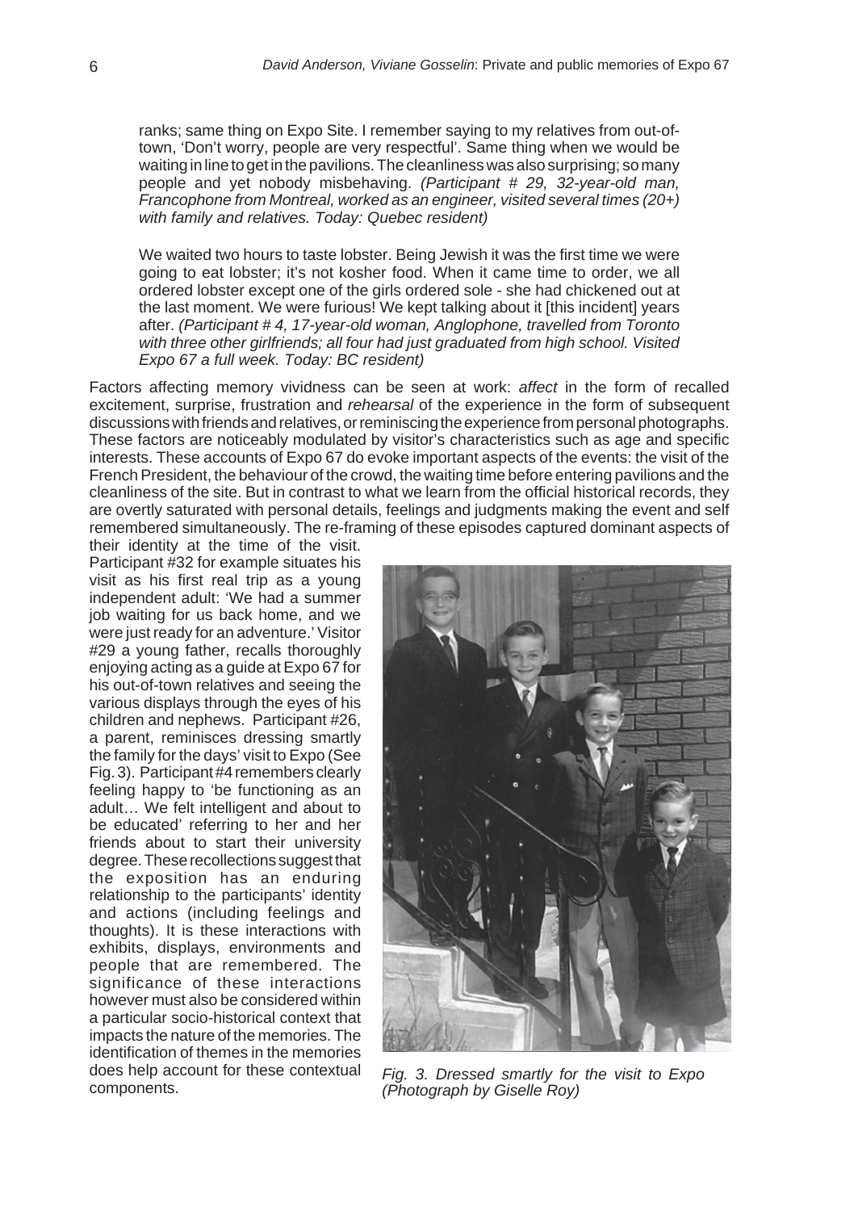ranks; same thing on Expo Site. I remember saying to my relatives from out-of-town, 'Don't worry, people are very respectful'. Same thing when we would be waiting in line to get in the pavilions. The cleanliness was also surprising; so many people and yet nobody misbehaving. *(Participant # 29, 32-year-old man, Francophone from Montreal, worked as an engineer, visited several times (20+) with family and relatives. Today: Quebec resident)*

We waited two hours to taste lobster. Being Jewish it was the first time we were going to eat lobster; it's not kosher food. When it came time to order, we all ordered lobster except one of the girls ordered sole - she had chickened out at the last moment. We were furious! We kept talking about it [this incident] years after. *(Participant # 4, 17-year-old woman, Anglophone, travelled from Toronto with three other girlfriends; all four had just graduated from high school. Visited Expo 67 a full week. Today: BC resident)*

Factors affecting memory vividness can be seen at work: *affect* in the form of recalled excitement, surprise, frustration and *rehearsal* of the experience in the form of subsequent discussions with friends and relatives, or reminiscing the experience from personal photographs. These factors are noticeably modulated by visitor's characteristics such as age and specific interests. These accounts of Expo 67 do evoke important aspects of the events: the visit of the French President, the behaviour of the crowd, the waiting time before entering pavilions and the cleanliness of the site. But in contrast to what we learn from the official historical records, they are overtly saturated with personal details, feelings and judgments making the event and self remembered simultaneously. The re-framing of these episodes captured dominant aspects of their identity at the time of the visit. Participant #32 for example situates his visit as his first real trip as a young independent adult: 'We had a summer job waiting for us back home, and we were just ready for an adventure.' Visitor #29 a young father, recalls thoroughly enjoying acting as a guide at Expo 67 for his out-of-town relatives and seeing the various displays through the eyes of his children and nephews. Participant #26, a parent, reminisces dressing smartly the family for the days' visit to Expo (See Fig. 3). Participant #4 remembers clearly feeling happy to 'be functioning as an adult… We felt intelligent and about to be educated' referring to her and her friends about to start their university degree. These recollections suggest that the exposition has an enduring relationship to the participants' identity and actions (including feelings and thoughts). It is these interactions with exhibits, displays, environments and people that are remembered. The significance of these interactions however must also be considered within a particular socio-historical context that impacts the nature of the memories. The identification of themes in the memories does help account for these contextual components.

*Fig. 3. Dressed smartly for the visit to Expo (Photograph by Giselle Roy)*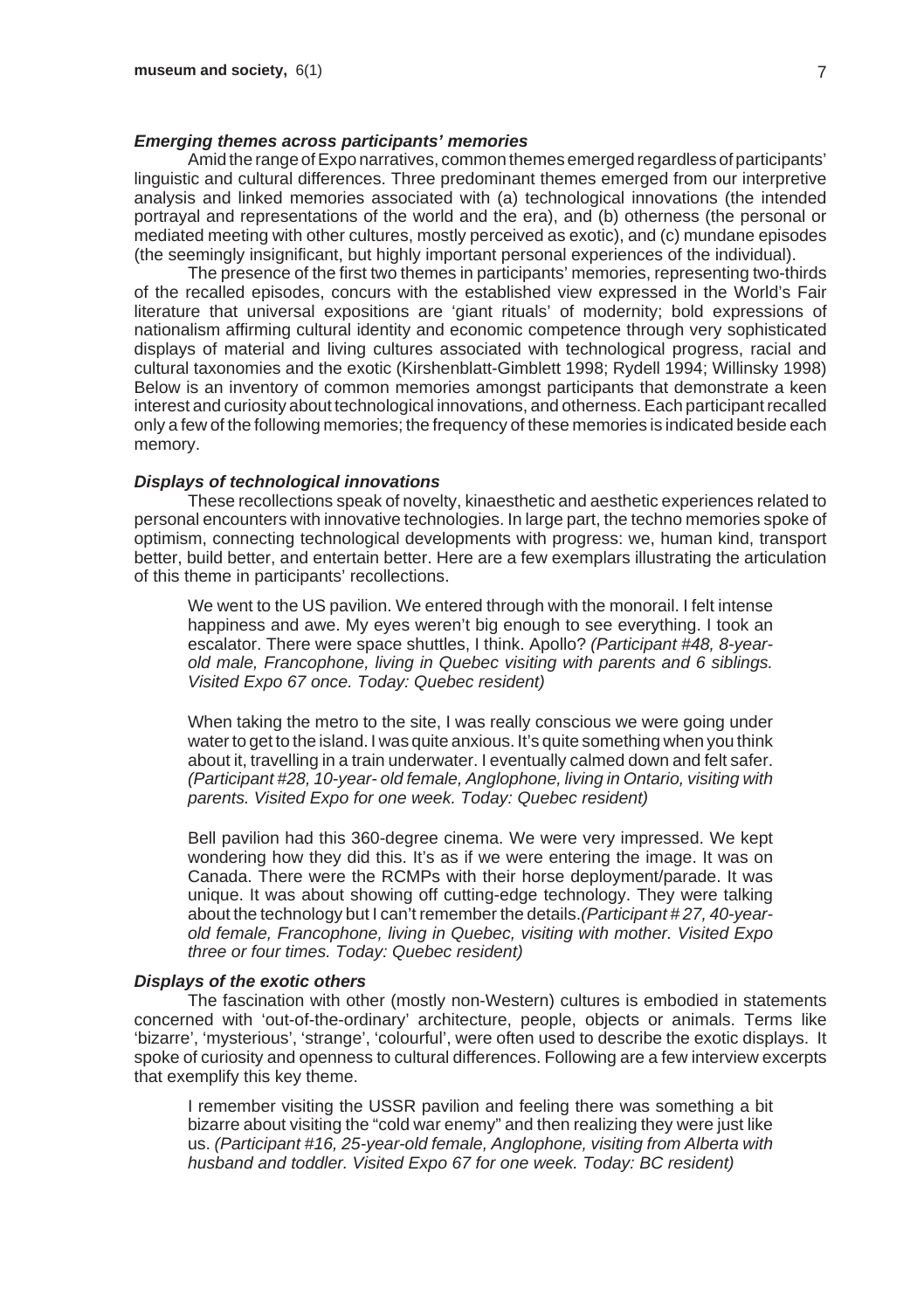### *Emerging themes across participants' memories*

Amid the range of Expo narratives, common themes emerged regardless of participants' linguistic and cultural differences. Three predominant themes emerged from our interpretive analysis and linked memories associated with (a) technological innovations (the intended portrayal and representations of the world and the era), and (b) otherness (the personal or mediated meeting with other cultures, mostly perceived as exotic), and (c) mundane episodes (the seemingly insignificant, but highly important personal experiences of the individual).

The presence of the first two themes in participants' memories, representing two-thirds of the recalled episodes, concurs with the established view expressed in the World's Fair literature that universal expositions are 'giant rituals' of modernity; bold expressions of nationalism affirming cultural identity and economic competence through very sophisticated displays of material and living cultures associated with technological progress, racial and cultural taxonomies and the exotic (Kirshenblatt-Gimblett 1998; Rydell 1994; Willinsky 1998) Below is an inventory of common memories amongst participants that demonstrate a keen interest and curiosity about technological innovations, and otherness. Each participant recalled only a few of the following memories; the frequency of these memories is indicated beside each memory.

### *Displays of technological innovations*

These recollections speak of novelty, kinaesthetic and aesthetic experiences related to personal encounters with innovative technologies. In large part, the techno memories spoke of optimism, connecting technological developments with progress: we, human kind, transport better, build better, and entertain better. Here are a few exemplars illustrating the articulation of this theme in participants' recollections.

> We went to the US pavilion. We entered through with the monorail. I felt intense happiness and awe. My eyes weren't big enough to see everything. I took an escalator. There were space shuttles, I think. Apollo? *(Participant #48, 8-year-old male, Francophone, living in Quebec visiting with parents and 6 siblings. Visited Expo 67 once. Today: Quebec resident)*

> When taking the metro to the site, I was really conscious we were going under water to get to the island. I was quite anxious. It's quite something when you think about it, travelling in a train underwater. I eventually calmed down and felt safer. *(Participant #28, 10-year- old female, Anglophone, living in Ontario, visiting with parents. Visited Expo for one week. Today: Quebec resident)*

> Bell pavilion had this 360-degree cinema. We were very impressed. We kept wondering how they did this. It's as if we were entering the image. It was on Canada. There were the RCMPs with their horse deployment/parade. It was unique. It was about showing off cutting-edge technology. They were talking about the technology but I can't remember the details.*(Participant # 27, 40-year-old female, Francophone, living in Quebec, visiting with mother. Visited Expo three or four times. Today: Quebec resident)*

### *Displays of the exotic others*

The fascination with other (mostly non-Western) cultures is embodied in statements concerned with 'out-of-the-ordinary' architecture, people, objects or animals. Terms like 'bizarre', 'mysterious', 'strange', 'colourful', were often used to describe the exotic displays. It spoke of curiosity and openness to cultural differences. Following are a few interview excerpts that exemplify this key theme.

> I remember visiting the USSR pavilion and feeling there was something a bit bizarre about visiting the "cold war enemy" and then realizing they were just like us. *(Participant #16, 25-year-old female, Anglophone, visiting from Alberta with husband and toddler. Visited Expo 67 for one week. Today: BC resident)*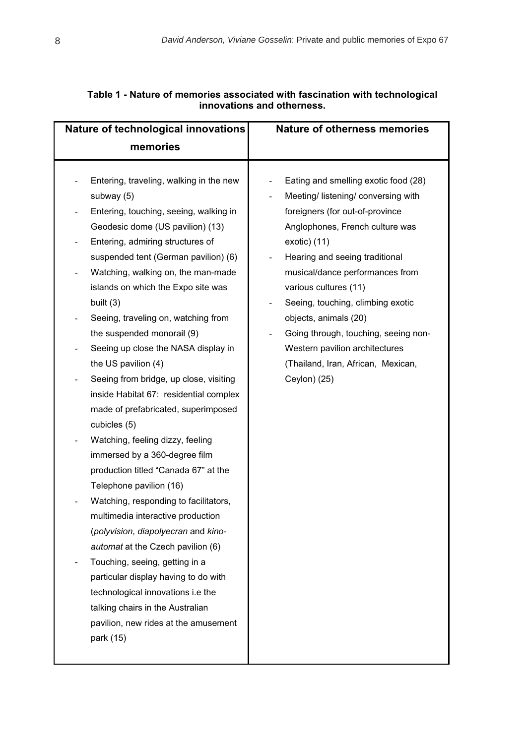**Table 1 - Nature of memories associated with fascination with technological innovations and otherness.**

| Nature of technological innovations memories | Nature of otherness memories |
|---|---|
| - Entering, traveling, walking in the new subway (5)<br>- Entering, touching, seeing, walking in Geodesic dome (US pavilion) (13)<br>- Entering, admiring structures of suspended tent (German pavilion) (6)<br>- Watching, walking on, the man-made islands on which the Expo site was built (3)<br>- Seeing, traveling on, watching from the suspended monorail (9)<br>- Seeing up close the NASA display in the US pavilion (4)<br>- Seeing from bridge, up close, visiting inside Habitat 67: residential complex made of prefabricated, superimposed cubicles (5)<br>- Watching, feeling dizzy, feeling immersed by a 360-degree film production titled "Canada 67" at the Telephone pavilion (16)<br>- Watching, responding to facilitators, multimedia interactive production (*polyvision*, *diapolyecran* and *kino-automat* at the Czech pavilion (6)<br>- Touching, seeing, getting in a particular display having to do with technological innovations i.e the talking chairs in the Australian pavilion, new rides at the amusement park (15) | - Eating and smelling exotic food (28)<br>- Meeting/ listening/ conversing with foreigners (for out-of-province Anglophones, French culture was exotic) (11)<br>- Hearing and seeing traditional musical/dance performances from various cultures (11)<br>- Seeing, touching, climbing exotic objects, animals (20)<br>- Going through, touching, seeing non-Western pavilion architectures (Thailand, Iran, African, Mexican, Ceylon) (25) |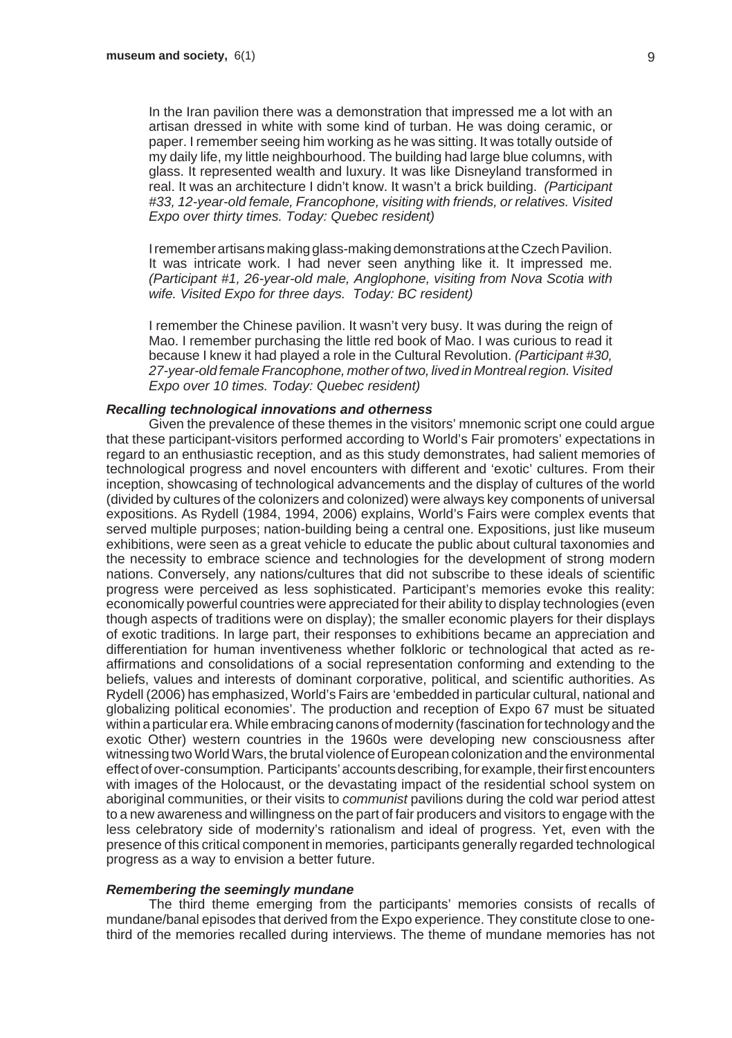In the Iran pavilion there was a demonstration that impressed me a lot with an artisan dressed in white with some kind of turban. He was doing ceramic, or paper. I remember seeing him working as he was sitting. It was totally outside of my daily life, my little neighbourhood. The building had large blue columns, with glass. It represented wealth and luxury. It was like Disneyland transformed in real. It was an architecture I didn't know. It wasn't a brick building. *(Participant #33, 12-year-old female, Francophone, visiting with friends, or relatives. Visited Expo over thirty times. Today: Quebec resident)*

I remember artisans making glass-making demonstrations at the Czech Pavilion. It was intricate work. I had never seen anything like it. It impressed me. *(Participant #1, 26-year-old male, Anglophone, visiting from Nova Scotia with wife. Visited Expo for three days. Today: BC resident)*

I remember the Chinese pavilion. It wasn't very busy. It was during the reign of Mao. I remember purchasing the little red book of Mao. I was curious to read it because I knew it had played a role in the Cultural Revolution. *(Participant #30, 27-year-old female Francophone, mother of two, lived in Montreal region. Visited Expo over 10 times. Today: Quebec resident)*

### *Recalling technological innovations and otherness*

Given the prevalence of these themes in the visitors' mnemonic script one could argue that these participant-visitors performed according to World's Fair promoters' expectations in regard to an enthusiastic reception, and as this study demonstrates, had salient memories of technological progress and novel encounters with different and 'exotic' cultures. From their inception, showcasing of technological advancements and the display of cultures of the world (divided by cultures of the colonizers and colonized) were always key components of universal expositions. As Rydell (1984, 1994, 2006) explains, World's Fairs were complex events that served multiple purposes; nation-building being a central one. Expositions, just like museum exhibitions, were seen as a great vehicle to educate the public about cultural taxonomies and the necessity to embrace science and technologies for the development of strong modern nations. Conversely, any nations/cultures that did not subscribe to these ideals of scientific progress were perceived as less sophisticated. Participant's memories evoke this reality: economically powerful countries were appreciated for their ability to display technologies (even though aspects of traditions were on display); the smaller economic players for their displays of exotic traditions. In large part, their responses to exhibitions became an appreciation and differentiation for human inventiveness whether folkloric or technological that acted as re-affirmations and consolidations of a social representation conforming and extending to the beliefs, values and interests of dominant corporative, political, and scientific authorities. As Rydell (2006) has emphasized, World's Fairs are 'embedded in particular cultural, national and globalizing political economies'. The production and reception of Expo 67 must be situated within a particular era. While embracing canons of modernity (fascination for technology and the exotic Other) western countries in the 1960s were developing new consciousness after witnessing two World Wars, the brutal violence of European colonization and the environmental effect of over-consumption. Participants' accounts describing, for example, their first encounters with images of the Holocaust, or the devastating impact of the residential school system on aboriginal communities, or their visits to *communist* pavilions during the cold war period attest to a new awareness and willingness on the part of fair producers and visitors to engage with the less celebratory side of modernity's rationalism and ideal of progress. Yet, even with the presence of this critical component in memories, participants generally regarded technological progress as a way to envision a better future.

### *Remembering the seemingly mundane*

The third theme emerging from the participants' memories consists of recalls of mundane/banal episodes that derived from the Expo experience. They constitute close to one-third of the memories recalled during interviews. The theme of mundane memories has not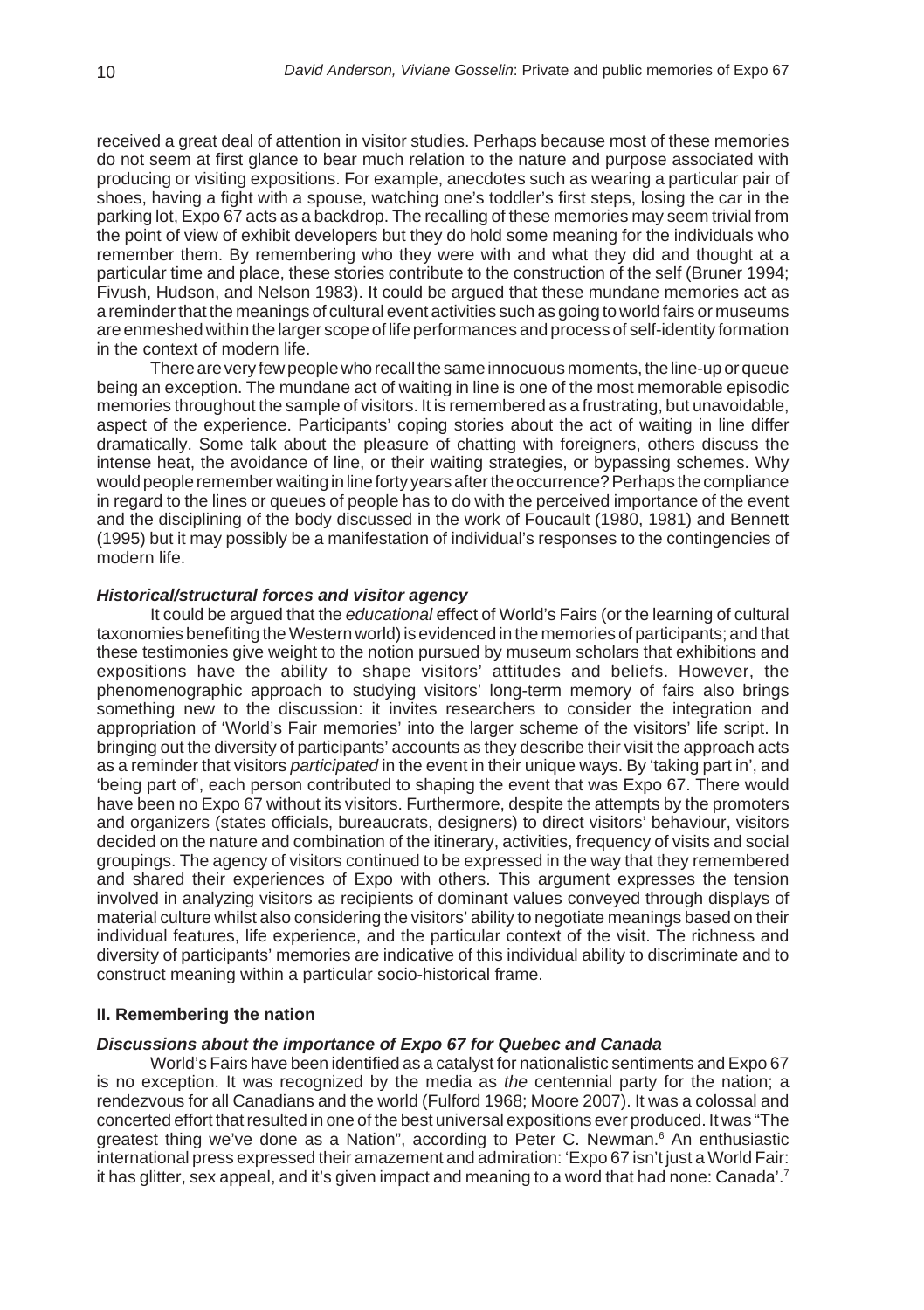received a great deal of attention in visitor studies. Perhaps because most of these memories do not seem at first glance to bear much relation to the nature and purpose associated with producing or visiting expositions. For example, anecdotes such as wearing a particular pair of shoes, having a fight with a spouse, watching one's toddler's first steps, losing the car in the parking lot, Expo 67 acts as a backdrop. The recalling of these memories may seem trivial from the point of view of exhibit developers but they do hold some meaning for the individuals who remember them. By remembering who they were with and what they did and thought at a particular time and place, these stories contribute to the construction of the self (Bruner 1994; Fivush, Hudson, and Nelson 1983). It could be argued that these mundane memories act as a reminder that the meanings of cultural event activities such as going to world fairs or museums are enmeshed within the larger scope of life performances and process of self-identity formation in the context of modern life.

There are very few people who recall the same innocuous moments, the line-up or queue being an exception. The mundane act of waiting in line is one of the most memorable episodic memories throughout the sample of visitors. It is remembered as a frustrating, but unavoidable, aspect of the experience. Participants' coping stories about the act of waiting in line differ dramatically. Some talk about the pleasure of chatting with foreigners, others discuss the intense heat, the avoidance of line, or their waiting strategies, or bypassing schemes. Why would people remember waiting in line forty years after the occurrence? Perhaps the compliance in regard to the lines or queues of people has to do with the perceived importance of the event and the disciplining of the body discussed in the work of Foucault (1980, 1981) and Bennett (1995) but it may possibly be a manifestation of individual's responses to the contingencies of modern life.

#### *Historical/structural forces and visitor agency*

It could be argued that the *educational* effect of World's Fairs (or the learning of cultural taxonomies benefiting the Western world) is evidenced in the memories of participants; and that these testimonies give weight to the notion pursued by museum scholars that exhibitions and expositions have the ability to shape visitors' attitudes and beliefs. However, the phenomenographic approach to studying visitors' long-term memory of fairs also brings something new to the discussion: it invites researchers to consider the integration and appropriation of 'World's Fair memories' into the larger scheme of the visitors' life script. In bringing out the diversity of participants' accounts as they describe their visit the approach acts as a reminder that visitors *participated* in the event in their unique ways. By 'taking part in', and 'being part of', each person contributed to shaping the event that was Expo 67. There would have been no Expo 67 without its visitors. Furthermore, despite the attempts by the promoters and organizers (states officials, bureaucrats, designers) to direct visitors' behaviour, visitors decided on the nature and combination of the itinerary, activities, frequency of visits and social groupings. The agency of visitors continued to be expressed in the way that they remembered and shared their experiences of Expo with others. This argument expresses the tension involved in analyzing visitors as recipients of dominant values conveyed through displays of material culture whilst also considering the visitors' ability to negotiate meanings based on their individual features, life experience, and the particular context of the visit. The richness and diversity of participants' memories are indicative of this individual ability to discriminate and to construct meaning within a particular socio-historical frame.

### II. Remembering the nation

#### *Discussions about the importance of Expo 67 for Quebec and Canada*

World's Fairs have been identified as a catalyst for nationalistic sentiments and Expo 67 is no exception. It was recognized by the media as *the* centennial party for the nation; a rendezvous for all Canadians and the world (Fulford 1968; Moore 2007). It was a colossal and concerted effort that resulted in one of the best universal expositions ever produced. It was "The greatest thing we've done as a Nation", according to Peter C. Newman.[6] An enthusiastic international press expressed their amazement and admiration: 'Expo 67 isn't just a World Fair: it has glitter, sex appeal, and it's given impact and meaning to a word that had none: Canada'.[7]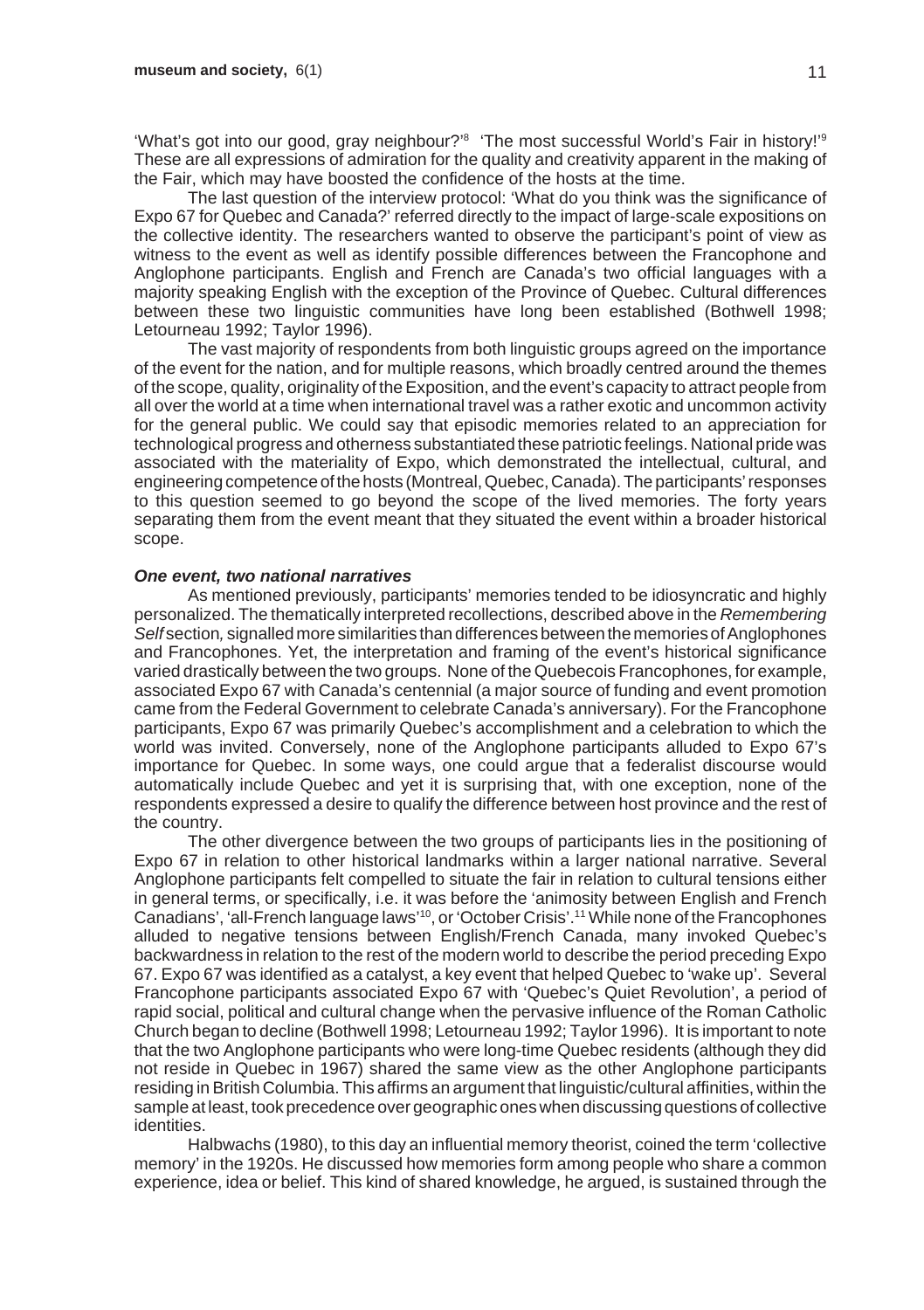'What's got into our good, gray neighbour?'[8] 'The most successful World's Fair in history!'[9] These are all expressions of admiration for the quality and creativity apparent in the making of the Fair, which may have boosted the confidence of the hosts at the time.

The last question of the interview protocol: 'What do you think was the significance of Expo 67 for Quebec and Canada?' referred directly to the impact of large-scale expositions on the collective identity. The researchers wanted to observe the participant's point of view as witness to the event as well as identify possible differences between the Francophone and Anglophone participants. English and French are Canada's two official languages with a majority speaking English with the exception of the Province of Quebec. Cultural differences between these two linguistic communities have long been established (Bothwell 1998; Letourneau 1992; Taylor 1996).

The vast majority of respondents from both linguistic groups agreed on the importance of the event for the nation, and for multiple reasons, which broadly centred around the themes of the scope, quality, originality of the Exposition, and the event's capacity to attract people from all over the world at a time when international travel was a rather exotic and uncommon activity for the general public. We could say that episodic memories related to an appreciation for technological progress and otherness substantiated these patriotic feelings. National pride was associated with the materiality of Expo, which demonstrated the intellectual, cultural, and engineering competence of the hosts (Montreal, Quebec, Canada). The participants' responses to this question seemed to go beyond the scope of the lived memories. The forty years separating them from the event meant that they situated the event within a broader historical scope.

### *One event, two national narratives*

As mentioned previously, participants' memories tended to be idiosyncratic and highly personalized. The thematically interpreted recollections, described above in the *Remembering Self* section*,* signalled more similarities than differences between the memories of Anglophones and Francophones. Yet, the interpretation and framing of the event's historical significance varied drastically between the two groups. None of the Quebecois Francophones, for example, associated Expo 67 with Canada's centennial (a major source of funding and event promotion came from the Federal Government to celebrate Canada's anniversary). For the Francophone participants, Expo 67 was primarily Quebec's accomplishment and a celebration to which the world was invited. Conversely, none of the Anglophone participants alluded to Expo 67's importance for Quebec. In some ways, one could argue that a federalist discourse would automatically include Quebec and yet it is surprising that, with one exception, none of the respondents expressed a desire to qualify the difference between host province and the rest of the country.

The other divergence between the two groups of participants lies in the positioning of Expo 67 in relation to other historical landmarks within a larger national narrative. Several Anglophone participants felt compelled to situate the fair in relation to cultural tensions either in general terms, or specifically, i.e. it was before the 'animosity between English and French Canadians', 'all-French language laws'[10], or 'October Crisis'.[11] While none of the Francophones alluded to negative tensions between English/French Canada, many invoked Quebec's backwardness in relation to the rest of the modern world to describe the period preceding Expo 67. Expo 67 was identified as a catalyst, a key event that helped Quebec to 'wake up'. Several Francophone participants associated Expo 67 with 'Quebec's Quiet Revolution', a period of rapid social, political and cultural change when the pervasive influence of the Roman Catholic Church began to decline (Bothwell 1998; Letourneau 1992; Taylor 1996). It is important to note that the two Anglophone participants who were long-time Quebec residents (although they did not reside in Quebec in 1967) shared the same view as the other Anglophone participants residing in British Columbia. This affirms an argument that linguistic/cultural affinities, within the sample at least, took precedence over geographic ones when discussing questions of collective identities.

Halbwachs (1980), to this day an influential memory theorist, coined the term 'collective memory' in the 1920s. He discussed how memories form among people who share a common experience, idea or belief. This kind of shared knowledge, he argued, is sustained through the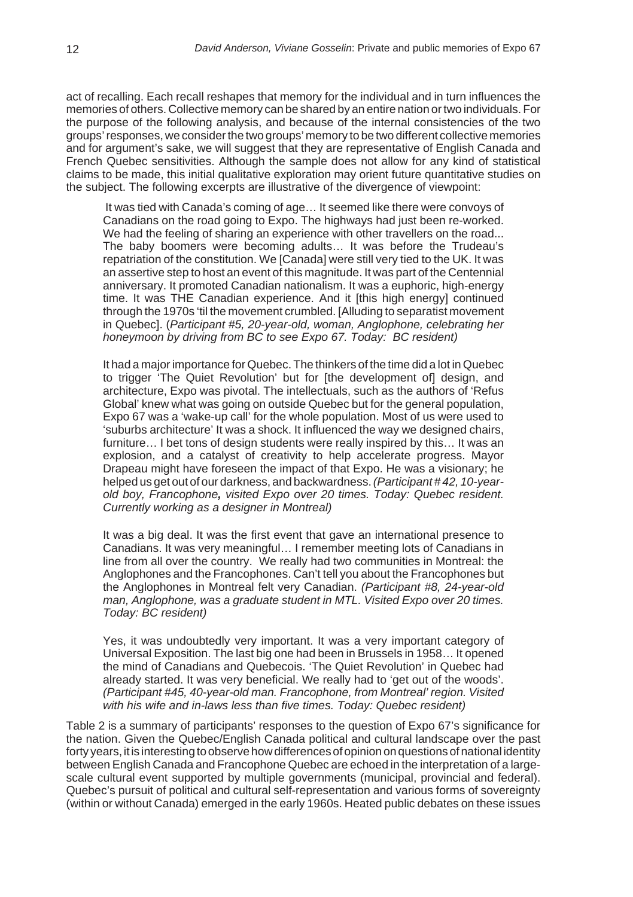act of recalling. Each recall reshapes that memory for the individual and in turn influences the memories of others. Collective memory can be shared by an entire nation or two individuals. For the purpose of the following analysis, and because of the internal consistencies of the two groups' responses, we consider the two groups' memory to be two different collective memories and for argument's sake, we will suggest that they are representative of English Canada and French Quebec sensitivities. Although the sample does not allow for any kind of statistical claims to be made, this initial qualitative exploration may orient future quantitative studies on the subject. The following excerpts are illustrative of the divergence of viewpoint:

> It was tied with Canada's coming of age… It seemed like there were convoys of Canadians on the road going to Expo. The highways had just been re-worked. We had the feeling of sharing an experience with other travellers on the road... The baby boomers were becoming adults… It was before the Trudeau's repatriation of the constitution. We [Canada] were still very tied to the UK. It was an assertive step to host an event of this magnitude. It was part of the Centennial anniversary. It promoted Canadian nationalism. It was a euphoric, high-energy time. It was THE Canadian experience. And it [this high energy] continued through the 1970s 'til the movement crumbled. [Alluding to separatist movement in Quebec]. (*Participant #5, 20-year-old, woman, Anglophone, celebrating her honeymoon by driving from BC to see Expo 67. Today: BC resident)*

> It had a major importance for Quebec. The thinkers of the time did a lot in Quebec to trigger 'The Quiet Revolution' but for [the development of] design, and architecture, Expo was pivotal. The intellectuals, such as the authors of 'Refus Global' knew what was going on outside Quebec but for the general population, Expo 67 was a 'wake-up call' for the whole population. Most of us were used to 'suburbs architecture' It was a shock. It influenced the way we designed chairs, furniture… I bet tons of design students were really inspired by this… It was an explosion, and a catalyst of creativity to help accelerate progress. Mayor Drapeau might have foreseen the impact of that Expo. He was a visionary; he helped us get out of our darkness, and backwardness. *(Participant # 42, 10-year-old boy, Francophone, visited Expo over 20 times. Today: Quebec resident. Currently working as a designer in Montreal)*

> It was a big deal. It was the first event that gave an international presence to Canadians. It was very meaningful… I remember meeting lots of Canadians in line from all over the country. We really had two communities in Montreal: the Anglophones and the Francophones. Can't tell you about the Francophones but the Anglophones in Montreal felt very Canadian. *(Participant #8, 24-year-old man, Anglophone, was a graduate student in MTL. Visited Expo over 20 times. Today: BC resident)*

> Yes, it was undoubtedly very important. It was a very important category of Universal Exposition. The last big one had been in Brussels in 1958… It opened the mind of Canadians and Quebecois. 'The Quiet Revolution' in Quebec had already started. It was very beneficial. We really had to 'get out of the woods'. *(Participant #45, 40-year-old man. Francophone, from Montreal' region. Visited with his wife and in-laws less than five times. Today: Quebec resident)*

Table 2 is a summary of participants' responses to the question of Expo 67's significance for the nation. Given the Quebec/English Canada political and cultural landscape over the past forty years, it is interesting to observe how differences of opinion on questions of national identity between English Canada and Francophone Quebec are echoed in the interpretation of a large-scale cultural event supported by multiple governments (municipal, provincial and federal). Quebec's pursuit of political and cultural self-representation and various forms of sovereignty (within or without Canada) emerged in the early 1960s. Heated public debates on these issues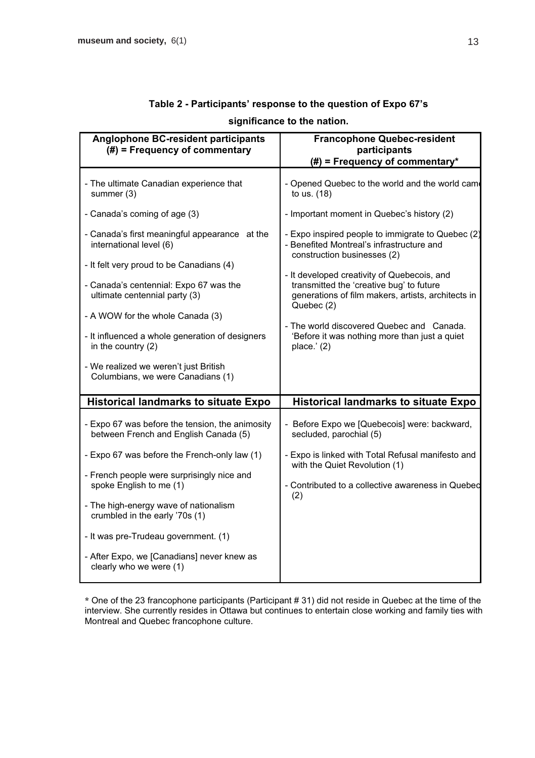**Table 2 - Participants' response to the question of Expo 67's significance to the nation.**

| Anglophone BC-resident participants (#) = Frequency of commentary | Francophone Quebec-resident participants (#) = Frequency of commentary* |
|---|---|
| - The ultimate Canadian experience that summer (3)<br>- Canada's coming of age (3)<br>- Canada's first meaningful appearance at the international level (6)<br>- It felt very proud to be Canadians (4)<br>- Canada's centennial: Expo 67 was the ultimate centennial party (3)<br>- A WOW for the whole Canada (3)<br>- It influenced a whole generation of designers in the country (2)<br>- We realized we weren't just British Columbians, we were Canadians (1) | - Opened Quebec to the world and the world came to us. (18)<br>- Important moment in Quebec's history (2)<br>- Expo inspired people to immigrate to Quebec (2)<br>- Benefited Montreal's infrastructure and construction businesses (2)<br>- It developed creativity of Quebecois, and transmitted the 'creative bug' to future generations of film makers, artists, architects in Quebec (2)<br>- The world discovered Quebec and Canada. 'Before it was nothing more than just a quiet place.' (2) |
| **Historical landmarks to situate Expo** | **Historical landmarks to situate Expo** |
| - Expo 67 was before the tension, the animosity between French and English Canada (5)<br>- Expo 67 was before the French-only law (1)<br>- French people were surprisingly nice and spoke English to me (1)<br>- The high-energy wave of nationalism crumbled in the early '70s (1)<br>- It was pre-Trudeau government. (1)<br>- After Expo, we [Canadians] never knew as clearly who we were (1) | - Before Expo we [Quebecois] were: backward, secluded, parochial (5)<br>- Expo is linked with Total Refusal manifesto and with the Quiet Revolution (1)<br>- Contributed to a collective awareness in Quebec (2) |

* One of the 23 francophone participants (Participant # 31) did not reside in Quebec at the time of the interview. She currently resides in Ottawa but continues to entertain close working and family ties with Montreal and Quebec francophone culture.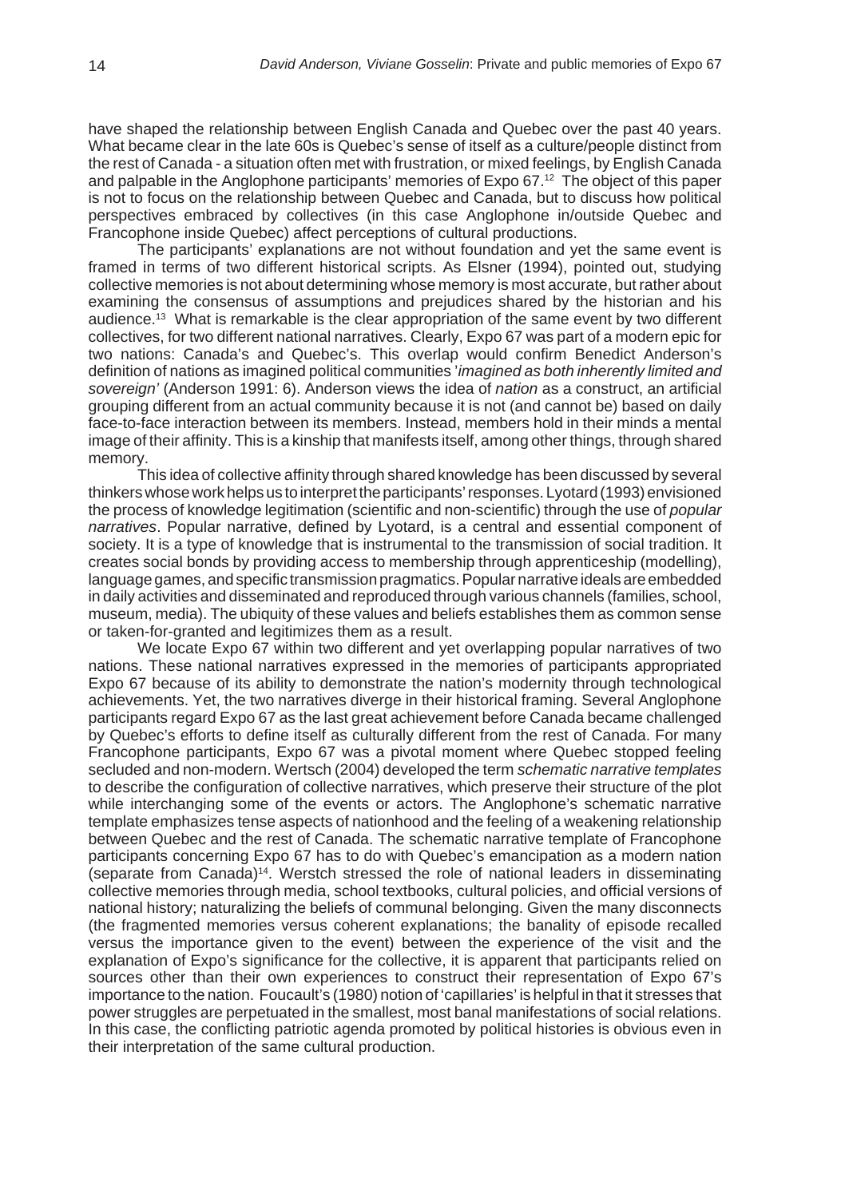have shaped the relationship between English Canada and Quebec over the past 40 years. What became clear in the late 60s is Quebec's sense of itself as a culture/people distinct from the rest of Canada - a situation often met with frustration, or mixed feelings, by English Canada and palpable in the Anglophone participants' memories of Expo 67.[12] The object of this paper is not to focus on the relationship between Quebec and Canada, but to discuss how political perspectives embraced by collectives (in this case Anglophone in/outside Quebec and Francophone inside Quebec) affect perceptions of cultural productions.

The participants' explanations are not without foundation and yet the same event is framed in terms of two different historical scripts. As Elsner (1994), pointed out, studying collective memories is not about determining whose memory is most accurate, but rather about examining the consensus of assumptions and prejudices shared by the historian and his audience.[13] What is remarkable is the clear appropriation of the same event by two different collectives, for two different national narratives. Clearly, Expo 67 was part of a modern epic for two nations: Canada's and Quebec's. This overlap would confirm Benedict Anderson's definition of nations as imagined political communities '*imagined as both inherently limited and sovereign*' (Anderson 1991: 6). Anderson views the idea of *nation* as a construct, an artificial grouping different from an actual community because it is not (and cannot be) based on daily face-to-face interaction between its members. Instead, members hold in their minds a mental image of their affinity. This is a kinship that manifests itself, among other things, through shared memory.

This idea of collective affinity through shared knowledge has been discussed by several thinkers whose work helps us to interpret the participants' responses. Lyotard (1993) envisioned the process of knowledge legitimation (scientific and non-scientific) through the use of *popular narratives*. Popular narrative, defined by Lyotard, is a central and essential component of society. It is a type of knowledge that is instrumental to the transmission of social tradition. It creates social bonds by providing access to membership through apprenticeship (modelling), language games, and specific transmission pragmatics. Popular narrative ideals are embedded in daily activities and disseminated and reproduced through various channels (families, school, museum, media). The ubiquity of these values and beliefs establishes them as common sense or taken-for-granted and legitimizes them as a result.

We locate Expo 67 within two different and yet overlapping popular narratives of two nations. These national narratives expressed in the memories of participants appropriated Expo 67 because of its ability to demonstrate the nation's modernity through technological achievements. Yet, the two narratives diverge in their historical framing. Several Anglophone participants regard Expo 67 as the last great achievement before Canada became challenged by Quebec's efforts to define itself as culturally different from the rest of Canada. For many Francophone participants, Expo 67 was a pivotal moment where Quebec stopped feeling secluded and non-modern. Wertsch (2004) developed the term *schematic narrative templates* to describe the configuration of collective narratives, which preserve their structure of the plot while interchanging some of the events or actors. The Anglophone's schematic narrative template emphasizes tense aspects of nationhood and the feeling of a weakening relationship between Quebec and the rest of Canada. The schematic narrative template of Francophone participants concerning Expo 67 has to do with Quebec's emancipation as a modern nation (separate from Canada)[14]. Werstch stressed the role of national leaders in disseminating collective memories through media, school textbooks, cultural policies, and official versions of national history; naturalizing the beliefs of communal belonging. Given the many disconnects (the fragmented memories versus coherent explanations; the banality of episode recalled versus the importance given to the event) between the experience of the visit and the explanation of Expo's significance for the collective, it is apparent that participants relied on sources other than their own experiences to construct their representation of Expo 67's importance to the nation. Foucault's (1980) notion of 'capillaries' is helpful in that it stresses that power struggles are perpetuated in the smallest, most banal manifestations of social relations. In this case, the conflicting patriotic agenda promoted by political histories is obvious even in their interpretation of the same cultural production.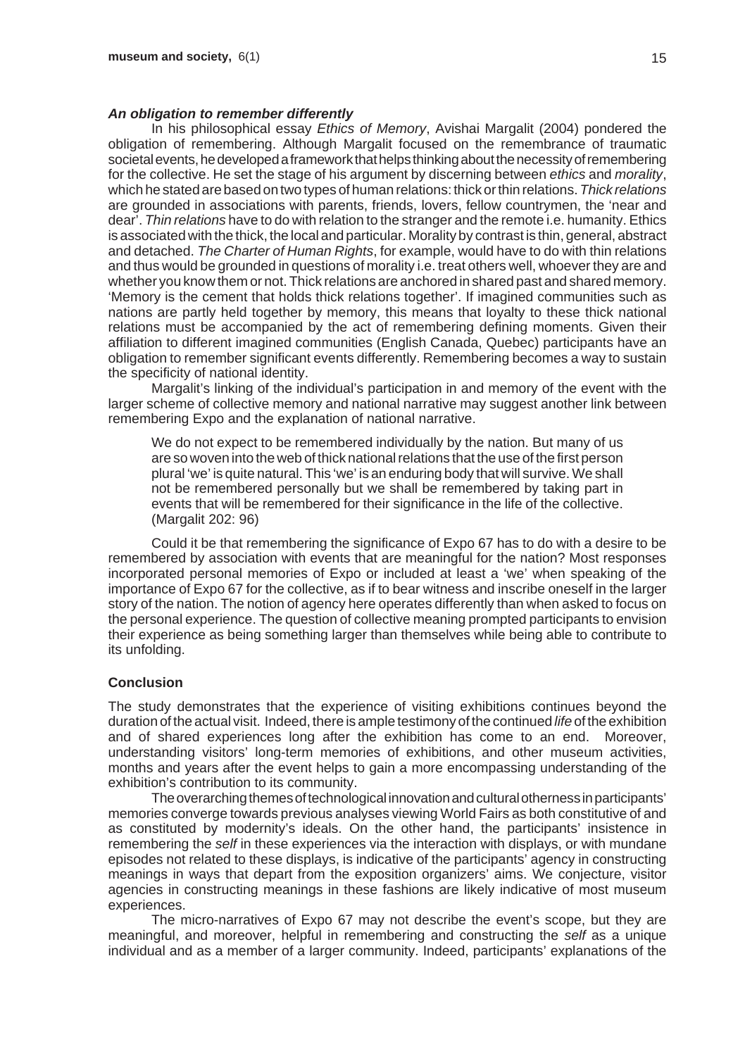### *An obligation to remember differently*

In his philosophical essay *Ethics of Memory*, Avishai Margalit (2004) pondered the obligation of remembering. Although Margalit focused on the remembrance of traumatic societal events, he developed a framework that helps thinking about the necessity of remembering for the collective. He set the stage of his argument by discerning between *ethics* and *morality*, which he stated are based on two types of human relations: thick or thin relations. *Thick relations* are grounded in associations with parents, friends, lovers, fellow countrymen, the 'near and dear'. *Thin relations* have to do with relation to the stranger and the remote i.e. humanity. Ethics is associated with the thick, the local and particular. Morality by contrast is thin, general, abstract and detached. *The Charter of Human Rights*, for example, would have to do with thin relations and thus would be grounded in questions of morality i.e. treat others well, whoever they are and whether you know them or not. Thick relations are anchored in shared past and shared memory. 'Memory is the cement that holds thick relations together'. If imagined communities such as nations are partly held together by memory, this means that loyalty to these thick national relations must be accompanied by the act of remembering defining moments. Given their affiliation to different imagined communities (English Canada, Quebec) participants have an obligation to remember significant events differently. Remembering becomes a way to sustain the specificity of national identity.

Margalit's linking of the individual's participation in and memory of the event with the larger scheme of collective memory and national narrative may suggest another link between remembering Expo and the explanation of national narrative.

> We do not expect to be remembered individually by the nation. But many of us are so woven into the web of thick national relations that the use of the first person plural 'we' is quite natural. This 'we' is an enduring body that will survive. We shall not be remembered personally but we shall be remembered by taking part in events that will be remembered for their significance in the life of the collective. (Margalit 202: 96)

Could it be that remembering the significance of Expo 67 has to do with a desire to be remembered by association with events that are meaningful for the nation? Most responses incorporated personal memories of Expo or included at least a 'we' when speaking of the importance of Expo 67 for the collective, as if to bear witness and inscribe oneself in the larger story of the nation. The notion of agency here operates differently than when asked to focus on the personal experience. The question of collective meaning prompted participants to envision their experience as being something larger than themselves while being able to contribute to its unfolding.

## Conclusion

The study demonstrates that the experience of visiting exhibitions continues beyond the duration of the actual visit. Indeed, there is ample testimony of the continued *life* of the exhibition and of shared experiences long after the exhibition has come to an end. Moreover, understanding visitors' long-term memories of exhibitions, and other museum activities, months and years after the event helps to gain a more encompassing understanding of the exhibition's contribution to its community.

The overarching themes of technological innovation and cultural otherness in participants' memories converge towards previous analyses viewing World Fairs as both constitutive of and as constituted by modernity's ideals. On the other hand, the participants' insistence in remembering the *self* in these experiences via the interaction with displays, or with mundane episodes not related to these displays, is indicative of the participants' agency in constructing meanings in ways that depart from the exposition organizers' aims. We conjecture, visitor agencies in constructing meanings in these fashions are likely indicative of most museum experiences.

The micro-narratives of Expo 67 may not describe the event's scope, but they are meaningful, and moreover, helpful in remembering and constructing the *self* as a unique individual and as a member of a larger community. Indeed, participants' explanations of the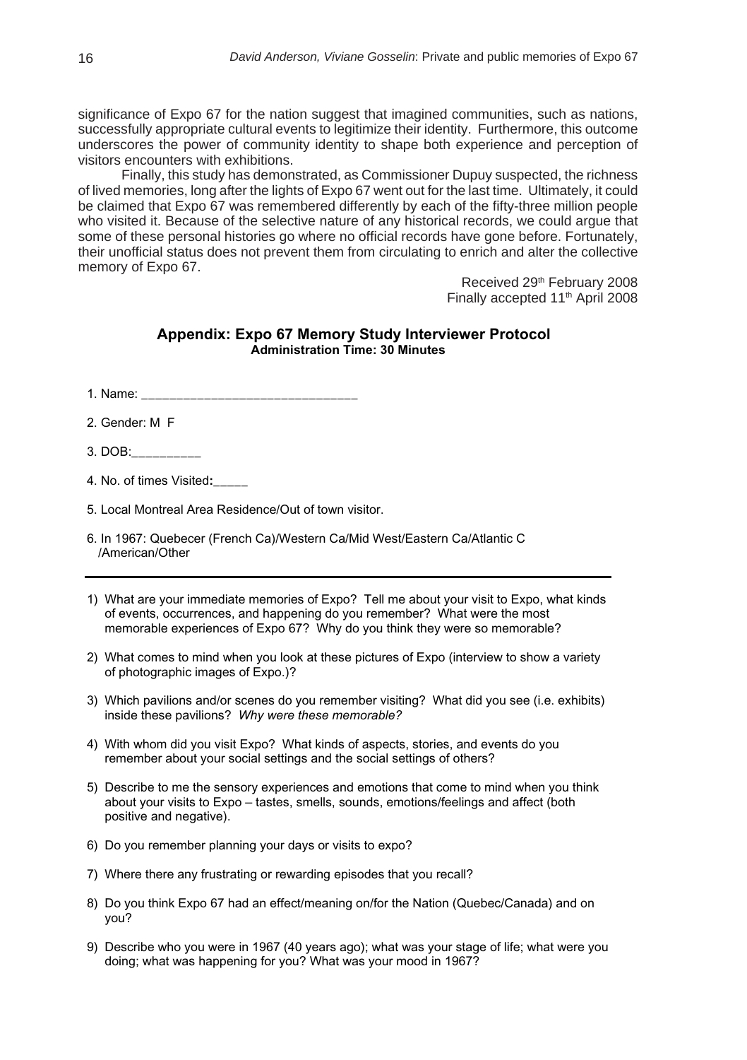significance of Expo 67 for the nation suggest that imagined communities, such as nations, successfully appropriate cultural events to legitimize their identity. Furthermore, this outcome underscores the power of community identity to shape both experience and perception of visitors encounters with exhibitions.

Finally, this study has demonstrated, as Commissioner Dupuy suspected, the richness of lived memories, long after the lights of Expo 67 went out for the last time. Ultimately, it could be claimed that Expo 67 was remembered differently by each of the fifty-three million people who visited it. Because of the selective nature of any historical records, we could argue that some of these personal histories go where no official records have gone before. Fortunately, their unofficial status does not prevent them from circulating to enrich and alter the collective memory of Expo 67.

Received 29th February 2008
Finally accepted 11th April 2008

## Appendix: Expo 67 Memory Study Interviewer Protocol

**Administration Time: 30 Minutes**

1. Name: ______________________________

2. Gender: M F

3. DOB:__________

4. No. of times Visited**:**_____

5. Local Montreal Area Residence/Out of town visitor.

6. In 1967: Quebecer (French Ca)/Western Ca/Mid West/Eastern Ca/Atlantic C /American/Other

---

1) What are your immediate memories of Expo? Tell me about your visit to Expo, what kinds of events, occurrences, and happening do you remember? What were the most memorable experiences of Expo 67? Why do you think they were so memorable?

2) What comes to mind when you look at these pictures of Expo (interview to show a variety of photographic images of Expo.)?

3) Which pavilions and/or scenes do you remember visiting? What did you see (i.e. exhibits) inside these pavilions? *Why were these memorable?*

4) With whom did you visit Expo? What kinds of aspects, stories, and events do you remember about your social settings and the social settings of others?

5) Describe to me the sensory experiences and emotions that come to mind when you think about your visits to Expo – tastes, smells, sounds, emotions/feelings and affect (both positive and negative).

6) Do you remember planning your days or visits to expo?

7) Where there any frustrating or rewarding episodes that you recall?

8) Do you think Expo 67 had an effect/meaning on/for the Nation (Quebec/Canada) and on you?

9) Describe who you were in 1967 (40 years ago); what was your stage of life; what were you doing; what was happening for you? What was your mood in 1967?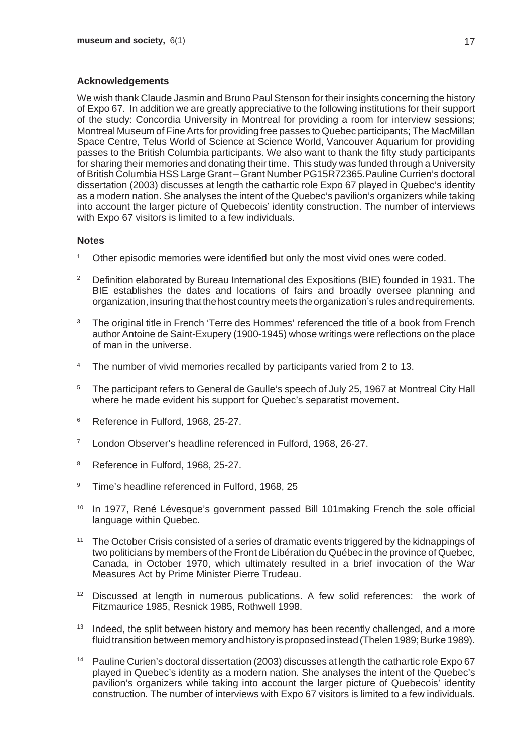### Acknowledgements

We wish thank Claude Jasmin and Bruno Paul Stenson for their insights concerning the history of Expo 67. In addition we are greatly appreciative to the following institutions for their support of the study: Concordia University in Montreal for providing a room for interview sessions; Montreal Museum of Fine Arts for providing free passes to Quebec participants; The MacMillan Space Centre, Telus World of Science at Science World, Vancouver Aquarium for providing passes to the British Columbia participants. We also want to thank the fifty study participants for sharing their memories and donating their time. This study was funded through a University of British Columbia HSS Large Grant – Grant Number PG15R72365.Pauline Currien's doctoral dissertation (2003) discusses at length the cathartic role Expo 67 played in Quebec's identity as a modern nation. She analyses the intent of the Quebec's pavilion's organizers while taking into account the larger picture of Quebecois' identity construction. The number of interviews with Expo 67 visitors is limited to a few individuals.

### Notes

[1] Other episodic memories were identified but only the most vivid ones were coded.

[2] Definition elaborated by Bureau International des Expositions (BIE) founded in 1931. The BIE establishes the dates and locations of fairs and broadly oversee planning and organization, insuring that the host country meets the organization's rules and requirements.

[3] The original title in French 'Terre des Hommes' referenced the title of a book from French author Antoine de Saint-Exupery (1900-1945) whose writings were reflections on the place of man in the universe.

[4] The number of vivid memories recalled by participants varied from 2 to 13.

[5] The participant refers to General de Gaulle's speech of July 25, 1967 at Montreal City Hall where he made evident his support for Quebec's separatist movement.

[6] Reference in Fulford, 1968, 25-27.

[7] London Observer's headline referenced in Fulford, 1968, 26-27.

[8] Reference in Fulford, 1968, 25-27.

[9] Time's headline referenced in Fulford, 1968, 25

[10] In 1977, René Lévesque's government passed Bill 101making French the sole official language within Quebec.

[11] The October Crisis consisted of a series of dramatic events triggered by the kidnappings of two politicians by members of the Front de Libération du Québec in the province of Quebec, Canada, in October 1970, which ultimately resulted in a brief invocation of the War Measures Act by Prime Minister Pierre Trudeau.

[12] Discussed at length in numerous publications. A few solid references: the work of Fitzmaurice 1985, Resnick 1985, Rothwell 1998.

[13] Indeed, the split between history and memory has been recently challenged, and a more fluid transition between memory and history is proposed instead (Thelen 1989; Burke 1989).

[14] Pauline Curien's doctoral dissertation (2003) discusses at length the cathartic role Expo 67 played in Quebec's identity as a modern nation. She analyses the intent of the Quebec's pavilion's organizers while taking into account the larger picture of Quebecois' identity construction. The number of interviews with Expo 67 visitors is limited to a few individuals.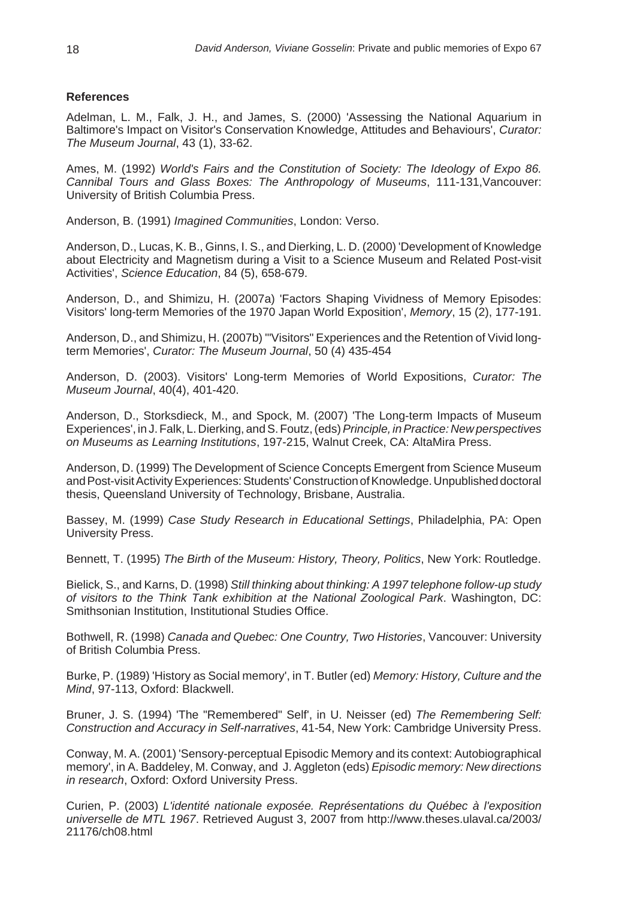**References**

Adelman, L. M., Falk, J. H., and James, S. (2000) 'Assessing the National Aquarium in Baltimore's Impact on Visitor's Conservation Knowledge, Attitudes and Behaviours', *Curator: The Museum Journal*, 43 (1), 33-62.

Ames, M. (1992) *World's Fairs and the Constitution of Society: The Ideology of Expo 86. Cannibal Tours and Glass Boxes: The Anthropology of Museums*, 111-131,Vancouver: University of British Columbia Press.

Anderson, B. (1991) *Imagined Communities*, London: Verso.

Anderson, D., Lucas, K. B., Ginns, I. S., and Dierking, L. D. (2000) 'Development of Knowledge about Electricity and Magnetism during a Visit to a Science Museum and Related Post-visit Activities', *Science Education*, 84 (5), 658-679.

Anderson, D., and Shimizu, H. (2007a) 'Factors Shaping Vividness of Memory Episodes: Visitors' long-term Memories of the 1970 Japan World Exposition', *Memory*, 15 (2), 177-191.

Anderson, D., and Shimizu, H. (2007b) '"Visitors" Experiences and the Retention of Vivid long-term Memories', *Curator: The Museum Journal*, 50 (4) 435-454

Anderson, D. (2003). Visitors' Long-term Memories of World Expositions, *Curator: The Museum Journal*, 40(4), 401-420.

Anderson, D., Storksdieck, M., and Spock, M. (2007) 'The Long-term Impacts of Museum Experiences', in J. Falk, L. Dierking, and S. Foutz, (eds) *Principle, in Practice: New perspectives on Museums as Learning Institutions*, 197-215, Walnut Creek, CA: AltaMira Press.

Anderson, D. (1999) The Development of Science Concepts Emergent from Science Museum and Post-visit Activity Experiences: Students' Construction of Knowledge. Unpublished doctoral thesis, Queensland University of Technology, Brisbane, Australia.

Bassey, M. (1999) *Case Study Research in Educational Settings*, Philadelphia, PA: Open University Press.

Bennett, T. (1995) *The Birth of the Museum: History, Theory, Politics*, New York: Routledge.

Bielick, S., and Karns, D. (1998) *Still thinking about thinking: A 1997 telephone follow-up study of visitors to the Think Tank exhibition at the National Zoological Park*. Washington, DC: Smithsonian Institution, Institutional Studies Office.

Bothwell, R. (1998) *Canada and Quebec: One Country, Two Histories*, Vancouver: University of British Columbia Press.

Burke, P. (1989) 'History as Social memory', in T. Butler (ed) *Memory: History, Culture and the Mind*, 97-113, Oxford: Blackwell.

Bruner, J. S. (1994) 'The "Remembered" Self', in U. Neisser (ed) *The Remembering Self: Construction and Accuracy in Self-narratives*, 41-54, New York: Cambridge University Press.

Conway, M. A. (2001) 'Sensory-perceptual Episodic Memory and its context: Autobiographical memory', in A. Baddeley, M. Conway, and J. Aggleton (eds) *Episodic memory: New directions in research*, Oxford: Oxford University Press.

Curien, P. (2003) *L'identité nationale exposée. Représentations du Québec à l'exposition universelle de MTL 1967*. Retrieved August 3, 2007 from http://www.theses.ulaval.ca/2003/21176/ch08.html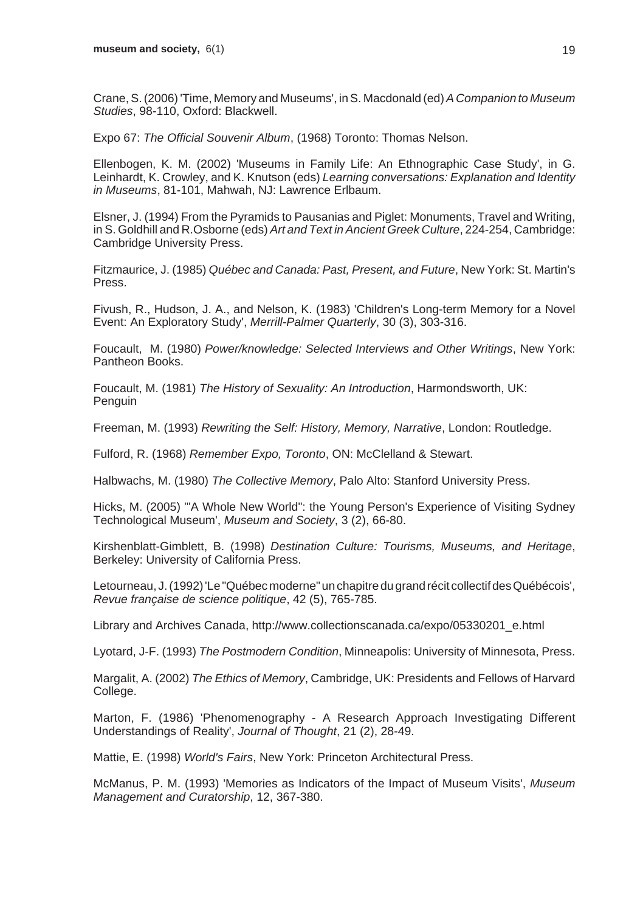Crane, S. (2006) 'Time, Memory and Museums', in S. Macdonald (ed) *A Companion to Museum Studies*, 98-110, Oxford: Blackwell.

Expo 67: *The Official Souvenir Album*, (1968) Toronto: Thomas Nelson.

Ellenbogen, K. M. (2002) 'Museums in Family Life: An Ethnographic Case Study', in G. Leinhardt, K. Crowley, and K. Knutson (eds) *Learning conversations: Explanation and Identity in Museums*, 81-101, Mahwah, NJ: Lawrence Erlbaum.

Elsner, J. (1994) From the Pyramids to Pausanias and Piglet: Monuments, Travel and Writing, in S. Goldhill and R.Osborne (eds) *Art and Text in Ancient Greek Culture*, 224-254, Cambridge: Cambridge University Press.

Fitzmaurice, J. (1985) *Québec and Canada: Past, Present, and Future*, New York: St. Martin's Press.

Fivush, R., Hudson, J. A., and Nelson, K. (1983) 'Children's Long-term Memory for a Novel Event: An Exploratory Study', *Merrill-Palmer Quarterly*, 30 (3), 303-316.

Foucault, M. (1980) *Power/knowledge: Selected Interviews and Other Writings*, New York: Pantheon Books.

Foucault, M. (1981) *The History of Sexuality: An Introduction*, Harmondsworth, UK: Penguin

Freeman, M. (1993) *Rewriting the Self: History, Memory, Narrative*, London: Routledge.

Fulford, R. (1968) *Remember Expo, Toronto*, ON: McClelland & Stewart.

Halbwachs, M. (1980) *The Collective Memory*, Palo Alto: Stanford University Press.

Hicks, M. (2005) '"A Whole New World": the Young Person's Experience of Visiting Sydney Technological Museum', *Museum and Society*, 3 (2), 66-80.

Kirshenblatt-Gimblett, B. (1998) *Destination Culture: Tourisms, Museums, and Heritage*, Berkeley: University of California Press.

Letourneau, J. (1992) 'Le "Québec moderne" un chapitre du grand récit collectif des Québécois', *Revue française de science politique*, 42 (5), 765-785.

Library and Archives Canada, http://www.collectionscanada.ca/expo/05330201_e.html

Lyotard, J-F. (1993) *The Postmodern Condition*, Minneapolis: University of Minnesota, Press.

Margalit, A. (2002) *The Ethics of Memory*, Cambridge, UK: Presidents and Fellows of Harvard College.

Marton, F. (1986) 'Phenomenography - A Research Approach Investigating Different Understandings of Reality', *Journal of Thought*, 21 (2), 28-49.

Mattie, E. (1998) *World's Fairs*, New York: Princeton Architectural Press.

McManus, P. M. (1993) 'Memories as Indicators of the Impact of Museum Visits', *Museum Management and Curatorship*, 12, 367-380.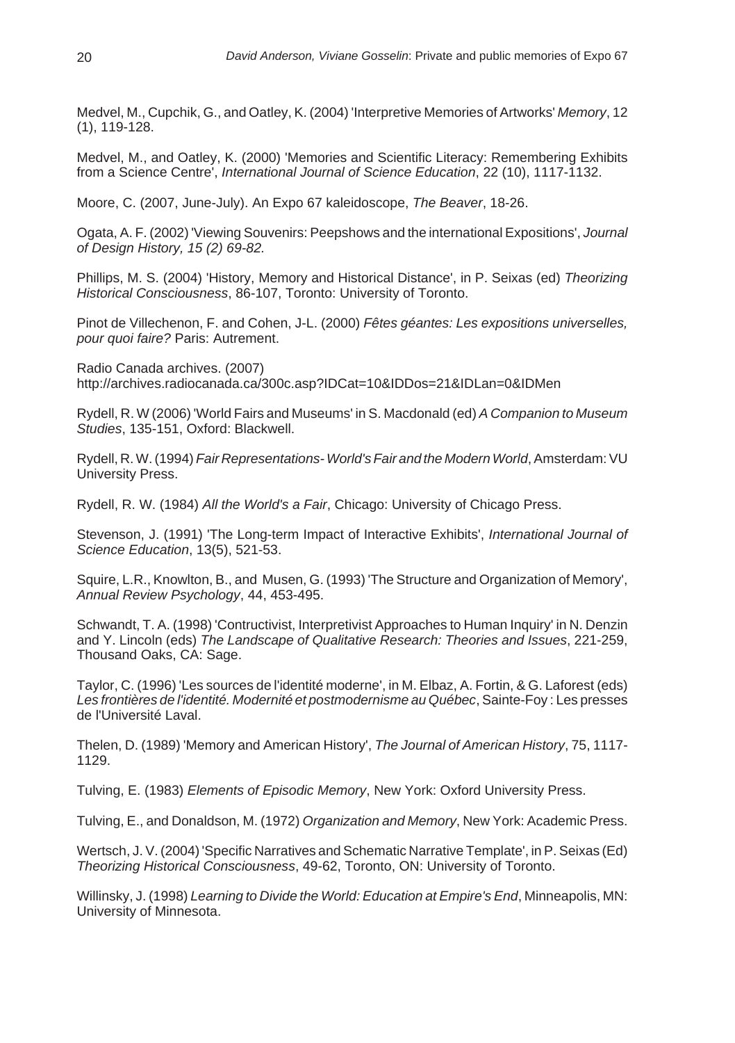Medvel, M., Cupchik, G., and Oatley, K. (2004) 'Interpretive Memories of Artworks' *Memory*, 12 (1), 119-128.

Medvel, M., and Oatley, K. (2000) 'Memories and Scientific Literacy: Remembering Exhibits from a Science Centre', *International Journal of Science Education*, 22 (10), 1117-1132.

Moore, C. (2007, June-July). An Expo 67 kaleidoscope, *The Beaver*, 18-26.

Ogata, A. F. (2002) 'Viewing Souvenirs: Peepshows and the international Expositions', *Journal of Design History, 15 (2) 69-82.*

Phillips, M. S. (2004) 'History, Memory and Historical Distance', in P. Seixas (ed) *Theorizing Historical Consciousness*, 86-107, Toronto: University of Toronto.

Pinot de Villechenon, F. and Cohen, J-L. (2000) *Fêtes géantes: Les expositions universelles, pour quoi faire?* Paris: Autrement.

Radio Canada archives. (2007) http://archives.radiocanada.ca/300c.asp?IDCat=10&IDDos=21&IDLan=0&IDMen

Rydell, R. W (2006) 'World Fairs and Museums' in S. Macdonald (ed) *A Companion to Museum Studies*, 135-151, Oxford: Blackwell.

Rydell, R. W. (1994) *Fair Representations- World's Fair and the Modern World*, Amsterdam: VU University Press.

Rydell, R. W. (1984) *All the World's a Fair*, Chicago: University of Chicago Press.

Stevenson, J. (1991) 'The Long-term Impact of Interactive Exhibits', *International Journal of Science Education*, 13(5), 521-53.

Squire, L.R., Knowlton, B., and Musen, G. (1993) 'The Structure and Organization of Memory', *Annual Review Psychology*, 44, 453-495.

Schwandt, T. A. (1998) 'Contructivist, Interpretivist Approaches to Human Inquiry' in N. Denzin and Y. Lincoln (eds) *The Landscape of Qualitative Research: Theories and Issues*, 221-259, Thousand Oaks, CA: Sage.

Taylor, C. (1996) 'Les sources de l'identité moderne', in M. Elbaz, A. Fortin, & G. Laforest (eds) *Les frontières de l'identité. Modernité et postmodernisme au Québec*, Sainte-Foy : Les presses de l'Université Laval.

Thelen, D. (1989) 'Memory and American History', *The Journal of American History*, 75, 1117-1129.

Tulving, E. (1983) *Elements of Episodic Memory*, New York: Oxford University Press.

Tulving, E., and Donaldson, M. (1972) *Organization and Memory*, New York: Academic Press.

Wertsch, J. V. (2004) 'Specific Narratives and Schematic Narrative Template', in P. Seixas (Ed) *Theorizing Historical Consciousness*, 49-62, Toronto, ON: University of Toronto.

Willinsky, J. (1998) *Learning to Divide the World: Education at Empire's End*, Minneapolis, MN: University of Minnesota.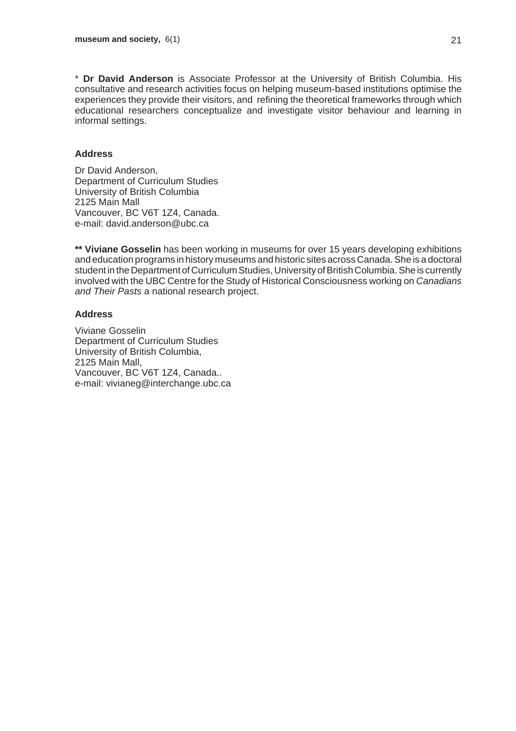* **Dr David Anderson** is Associate Professor at the University of British Columbia. His consultative and research activities focus on helping museum-based institutions optimise the experiences they provide their visitors, and refining the theoretical frameworks through which educational researchers conceptualize and investigate visitor behaviour and learning in informal settings.

**Address**

Dr David Anderson,
Department of Curriculum Studies
University of British Columbia
2125 Main Mall
Vancouver, BC V6T 1Z4, Canada.
e-mail: david.anderson@ubc.ca

**** Viviane Gosselin** has been working in museums for over 15 years developing exhibitions and education programs in history museums and historic sites across Canada. She is a doctoral student in the Department of Curriculum Studies, University of British Columbia. She is currently involved with the UBC Centre for the Study of Historical Consciousness working on *Canadians and Their Pasts* a national research project.

**Address**

Viviane Gosselin
Department of Curriculum Studies
University of British Columbia,
2125 Main Mall,
Vancouver, BC V6T 1Z4, Canada..
e-mail: vivianeg@interchange.ubc.ca